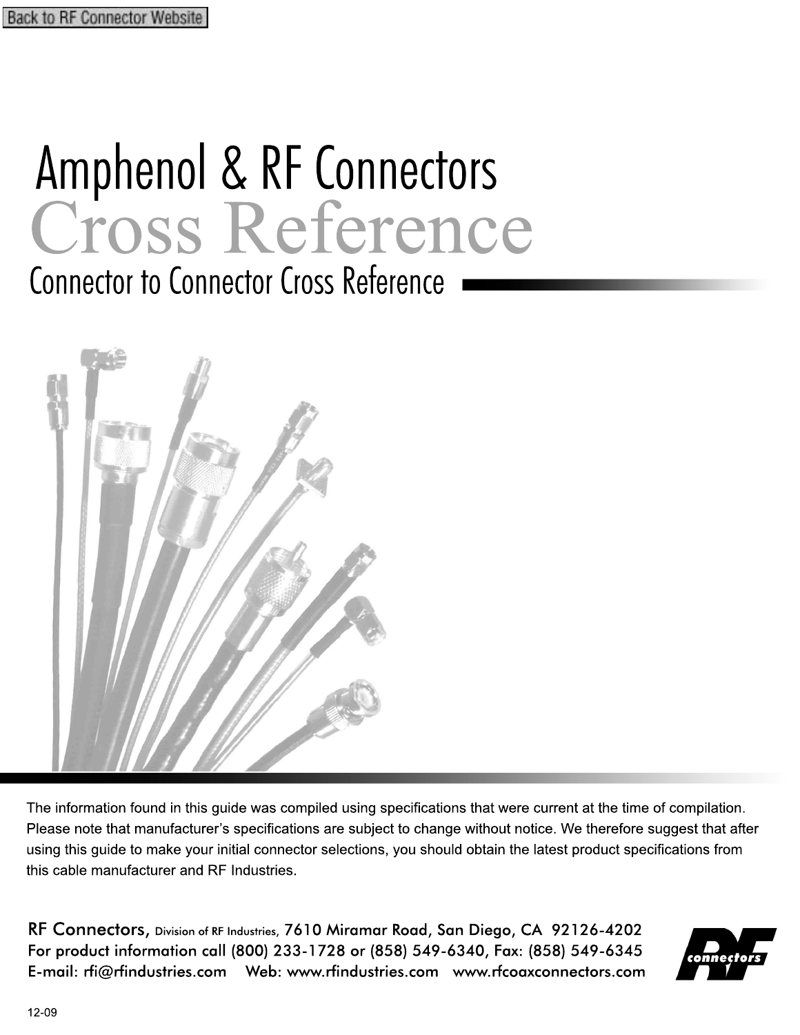Back to RF Connector Website

# Amphenol & RF Connectors

# Cross Reference

## Connector to Connector Cross Reference

The information found in this guide was compiled using specifications that were current at the time of compilation. Please note that manufacturer's specifications are subject to change without notice. We therefore suggest that after using this guide to make your initial connector selections, you should obtain the latest product specifications from this cable manufacturer and RF Industries.

RF Connectors, Division of RF Industries, 7610 Miramar Road, San Diego, CA 92126-4202
For product information call (800) 233-1728 or (858) 549-6340, Fax: (858) 549-6345
E-mail: rfi@rfindustries.com Web: www.rfindustries.com www.rfcoaxconnectors.com

12-09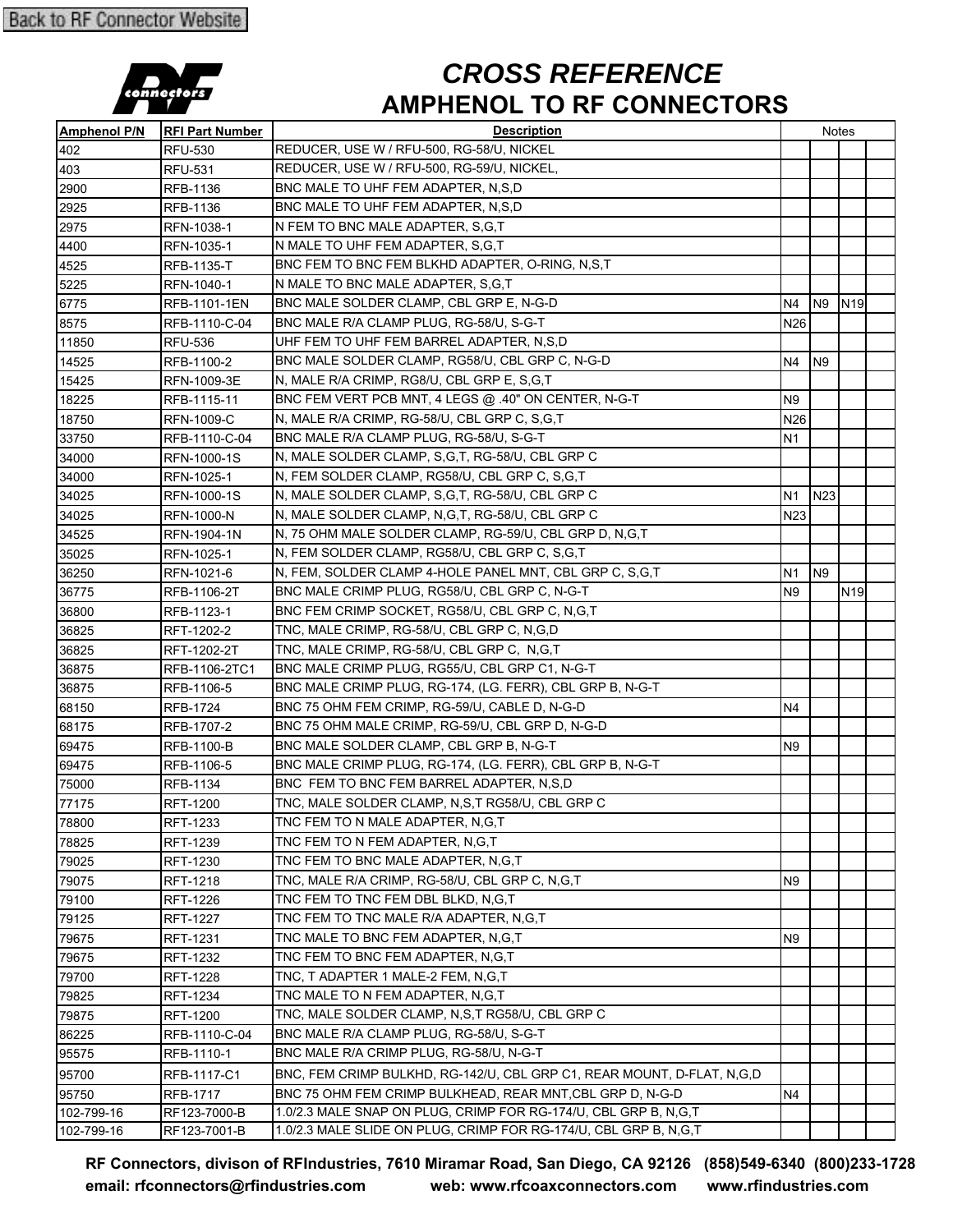Back to RF Connector Website

# CROSS REFERENCE
## AMPHENOL TO RF CONNECTORS

| Amphenol P/N | RFI Part Number | Description | Notes | | | |
|---|---|---|---|---|---|---|
| 402 | RFU-530 | REDUCER, USE W / RFU-500, RG-58/U, NICKEL | | | | |
| 403 | RFU-531 | REDUCER, USE W / RFU-500, RG-59/U, NICKEL, | | | | |
| 2900 | RFB-1136 | BNC MALE TO UHF FEM ADAPTER, N,S,D | | | | |
| 2925 | RFB-1136 | BNC MALE TO UHF FEM ADAPTER, N,S,D | | | | |
| 2975 | RFN-1038-1 | N FEM TO BNC MALE ADAPTER, S,G,T | | | | |
| 4400 | RFN-1035-1 | N MALE TO UHF FEM ADAPTER, S,G,T | | | | |
| 4525 | RFB-1135-T | BNC FEM TO BNC FEM BLKHD ADAPTER, O-RING, N,S,T | | | | |
| 5225 | RFN-1040-1 | N MALE TO BNC MALE ADAPTER, S,G,T | | | | |
| 6775 | RFB-1101-1EN | BNC MALE SOLDER CLAMP, CBL GRP E, N-G-D | N4 | N9 | N19 | |
| 8575 | RFB-1110-C-04 | BNC MALE R/A CLAMP PLUG, RG-58/U, S-G-T | N26 | | | |
| 11850 | RFU-536 | UHF FEM TO UHF FEM BARREL ADAPTER, N,S,D | | | | |
| 14525 | RFB-1100-2 | BNC MALE SOLDER CLAMP, RG58/U, CBL GRP C, N-G-D | N4 | N9 | | |
| 15425 | RFN-1009-3E | N, MALE R/A CRIMP, RG8/U, CBL GRP E, S,G,T | | | | |
| 18225 | RFB-1115-11 | BNC FEM VERT PCB MNT, 4 LEGS @ .40" ON CENTER, N-G-T | N9 | | | |
| 18750 | RFN-1009-C | N, MALE R/A CRIMP, RG-58/U, CBL GRP C, S,G,T | N26 | | | |
| 33750 | RFB-1110-C-04 | BNC MALE R/A CLAMP PLUG, RG-58/U, S-G-T | N1 | | | |
| 34000 | RFN-1000-1S | N, MALE SOLDER CLAMP, S,G,T, RG-58/U, CBL GRP C | | | | |
| 34000 | RFN-1025-1 | N, FEM SOLDER CLAMP, RG58/U, CBL GRP C, S,G,T | | | | |
| 34025 | RFN-1000-1S | N, MALE SOLDER CLAMP, S,G,T, RG-58/U, CBL GRP C | N1 | N23 | | |
| 34025 | RFN-1000-N | N, MALE SOLDER CLAMP, N,G,T, RG-58/U, CBL GRP C | N23 | | | |
| 34525 | RFN-1904-1N | N, 75 OHM MALE SOLDER CLAMP, RG-59/U, CBL GRP D, N,G,T | | | | |
| 35025 | RFN-1025-1 | N, FEM SOLDER CLAMP, RG58/U, CBL GRP C, S,G,T | | | | |
| 36250 | RFN-1021-6 | N, FEM, SOLDER CLAMP 4-HOLE PANEL MNT, CBL GRP C, S,G,T | N1 | N9 | | |
| 36775 | RFB-1106-2T | BNC MALE CRIMP PLUG, RG58/U, CBL GRP C, N-G-T | N9 | | N19 | |
| 36800 | RFB-1123-1 | BNC FEM CRIMP SOCKET, RG58/U, CBL GRP C, N,G,T | | | | |
| 36825 | RFT-1202-2 | TNC, MALE CRIMP, RG-58/U, CBL GRP C, N,G,D | | | | |
| 36825 | RFT-1202-2T | TNC, MALE CRIMP, RG-58/U, CBL GRP C, N,G,T | | | | |
| 36875 | RFB-1106-2TC1 | BNC MALE CRIMP PLUG, RG55/U, CBL GRP C1, N-G-T | | | | |
| 36875 | RFB-1106-5 | BNC MALE CRIMP PLUG, RG-174, (LG. FERR), CBL GRP B, N-G-T | | | | |
| 68150 | RFB-1724 | BNC 75 OHM FEM CRIMP, RG-59/U, CABLE D, N-G-D | N4 | | | |
| 68175 | RFB-1707-2 | BNC 75 OHM MALE CRIMP, RG-59/U, CBL GRP D, N-G-D | | | | |
| 69475 | RFB-1100-B | BNC MALE SOLDER CLAMP, CBL GRP B, N-G-T | N9 | | | |
| 69475 | RFB-1106-5 | BNC MALE CRIMP PLUG, RG-174, (LG. FERR), CBL GRP B, N-G-T | | | | |
| 75000 | RFB-1134 | BNC FEM TO BNC FEM BARREL ADAPTER, N,S,D | | | | |
| 77175 | RFT-1200 | TNC, MALE SOLDER CLAMP, N,S,T RG58/U, CBL GRP C | | | | |
| 78800 | RFT-1233 | TNC FEM TO N MALE ADAPTER, N,G,T | | | | |
| 78825 | RFT-1239 | TNC FEM TO N FEM ADAPTER, N,G,T | | | | |
| 79025 | RFT-1230 | TNC FEM TO BNC MALE ADAPTER, N,G,T | | | | |
| 79075 | RFT-1218 | TNC, MALE R/A CRIMP, RG-58/U, CBL GRP C, N,G,T | N9 | | | |
| 79100 | RFT-1226 | TNC FEM TO TNC FEM DBL BLKD, N,G,T | | | | |
| 79125 | RFT-1227 | TNC FEM TO TNC MALE R/A ADAPTER, N,G,T | | | | |
| 79675 | RFT-1231 | TNC MALE TO BNC FEM ADAPTER, N,G,T | N9 | | | |
| 79675 | RFT-1232 | TNC FEM TO BNC FEM ADAPTER, N,G,T | | | | |
| 79700 | RFT-1228 | TNC, T ADAPTER 1 MALE-2 FEM, N,G,T | | | | |
| 79825 | RFT-1234 | TNC MALE TO N FEM ADAPTER, N,G,T | | | | |
| 79875 | RFT-1200 | TNC, MALE SOLDER CLAMP, N,S,T RG58/U, CBL GRP C | | | | |
| 86225 | RFB-1110-C-04 | BNC MALE R/A CLAMP PLUG, RG-58/U, S-G-T | | | | |
| 95575 | RFB-1110-1 | BNC MALE R/A CRIMP PLUG, RG-58/U, N-G-T | | | | |
| 95700 | RFB-1117-C1 | BNC, FEM CRIMP BULKHD, RG-142/U, CBL GRP C1, REAR MOUNT, D-FLAT, N,G,D | | | | |
| 95750 | RFB-1717 | BNC 75 OHM FEM CRIMP BULKHEAD, REAR MNT,CBL GRP D, N-G-D | N4 | | | |
| 102-799-16 | RF123-7000-B | 1.0/2.3 MALE SNAP ON PLUG, CRIMP FOR RG-174/U, CBL GRP B, N,G,T | | | | |
| 102-799-16 | RF123-7001-B | 1.0/2.3 MALE SLIDE ON PLUG, CRIMP FOR RG-174/U, CBL GRP B, N,G,T | | | | |

**RF Connectors, divison of RFIndustries, 7610 Miramar Road, San Diego, CA 92126 (858)549-6340 (800)233-1728**
**email: rfconnectors@rfindustries.com web: www.rfcoaxconnectors.com www.rfindustries.com**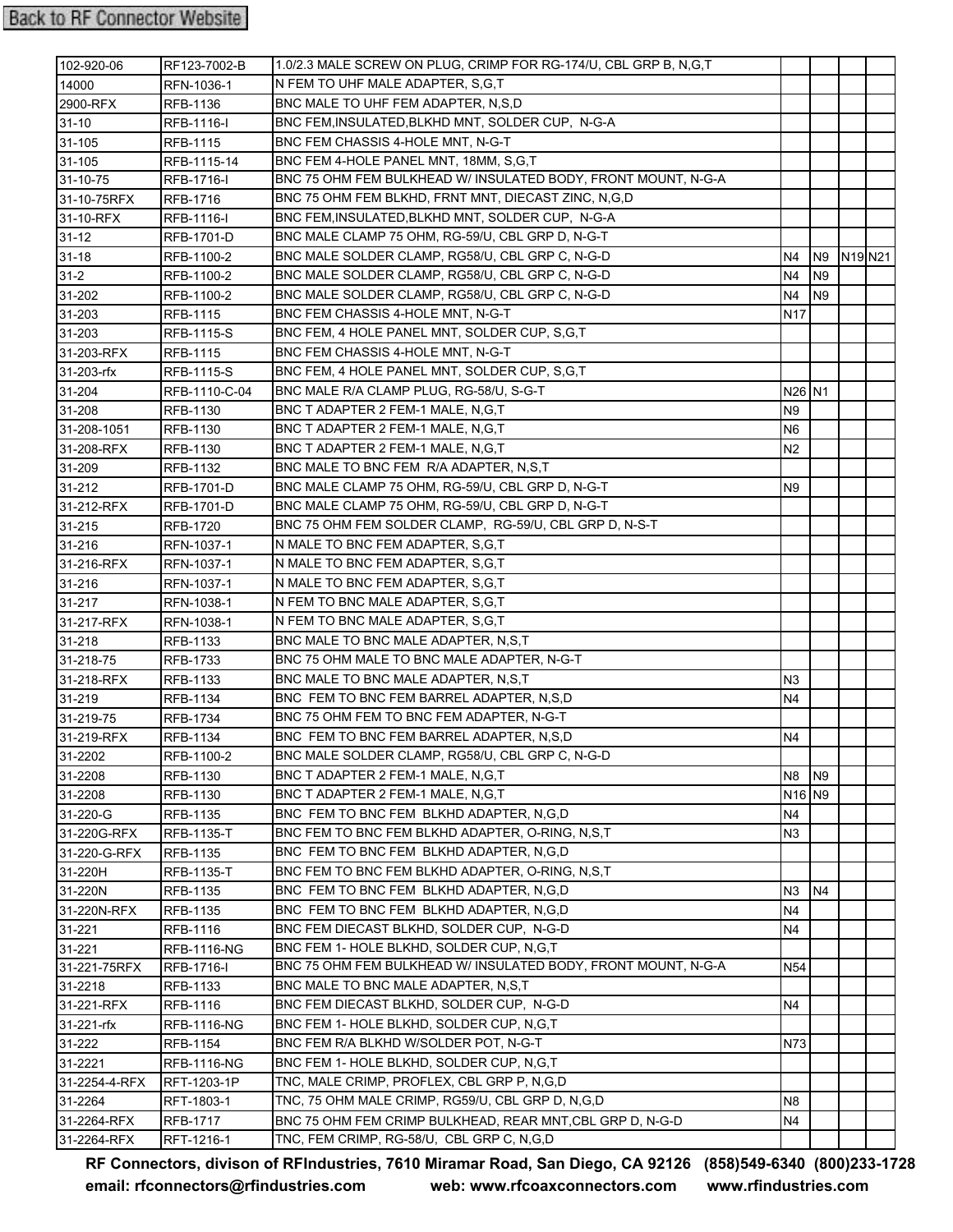Back to RF Connector Website

| | | | | | | |
|---|---|---|---|---|---|---|
| 102-920-06 | RF123-7002-B | 1.0/2.3 MALE SCREW ON PLUG, CRIMP FOR RG-174/U, CBL GRP B, N,G,T | | | | |
| 14000 | RFN-1036-1 | N FEM TO UHF MALE ADAPTER, S,G,T | | | | |
| 2900-RFX | RFB-1136 | BNC MALE TO UHF FEM ADAPTER, N,S,D | | | | |
| 31-10 | RFB-1116-I | BNC FEM,INSULATED,BLKHD MNT, SOLDER CUP, N-G-A | | | | |
| 31-105 | RFB-1115 | BNC FEM CHASSIS 4-HOLE MNT, N-G-T | | | | |
| 31-105 | RFB-1115-14 | BNC FEM 4-HOLE PANEL MNT, 18MM, S,G,T | | | | |
| 31-10-75 | RFB-1716-I | BNC 75 OHM FEM BULKHEAD W/ INSULATED BODY, FRONT MOUNT, N-G-A | | | | |
| 31-10-75RFX | RFB-1716 | BNC 75 OHM FEM BLKHD, FRNT MNT, DIECAST ZINC, N,G,D | | | | |
| 31-10-RFX | RFB-1116-I | BNC FEM,INSULATED,BLKHD MNT, SOLDER CUP, N-G-A | | | | |
| 31-12 | RFB-1701-D | BNC MALE CLAMP 75 OHM, RG-59/U, CBL GRP D, N-G-T | | | | |
| 31-18 | RFB-1100-2 | BNC MALE SOLDER CLAMP, RG58/U, CBL GRP C, N-G-D | N4 | N9 | N19 | N21 |
| 31-2 | RFB-1100-2 | BNC MALE SOLDER CLAMP, RG58/U, CBL GRP C, N-G-D | N4 | N9 | | |
| 31-202 | RFB-1100-2 | BNC MALE SOLDER CLAMP, RG58/U, CBL GRP C, N-G-D | N4 | N9 | | |
| 31-203 | RFB-1115 | BNC FEM CHASSIS 4-HOLE MNT, N-G-T | N17 | | | |
| 31-203 | RFB-1115-S | BNC FEM, 4 HOLE PANEL MNT, SOLDER CUP, S,G,T | | | | |
| 31-203-RFX | RFB-1115 | BNC FEM CHASSIS 4-HOLE MNT, N-G-T | | | | |
| 31-203-rfx | RFB-1115-S | BNC FEM, 4 HOLE PANEL MNT, SOLDER CUP, S,G,T | | | | |
| 31-204 | RFB-1110-C-04 | BNC MALE R/A CLAMP PLUG, RG-58/U, S-G-T | N26 | N1 | | |
| 31-208 | RFB-1130 | BNC T ADAPTER 2 FEM-1 MALE, N,G,T | N9 | | | |
| 31-208-1051 | RFB-1130 | BNC T ADAPTER 2 FEM-1 MALE, N,G,T | N6 | | | |
| 31-208-RFX | RFB-1130 | BNC T ADAPTER 2 FEM-1 MALE, N,G,T | N2 | | | |
| 31-209 | RFB-1132 | BNC MALE TO BNC FEM R/A ADAPTER, N,S,T | | | | |
| 31-212 | RFB-1701-D | BNC MALE CLAMP 75 OHM, RG-59/U, CBL GRP D, N-G-T | N9 | | | |
| 31-212-RFX | RFB-1701-D | BNC MALE CLAMP 75 OHM, RG-59/U, CBL GRP D, N-G-T | | | | |
| 31-215 | RFB-1720 | BNC 75 OHM FEM SOLDER CLAMP, RG-59/U, CBL GRP D, N-S-T | | | | |
| 31-216 | RFN-1037-1 | N MALE TO BNC FEM ADAPTER, S,G,T | | | | |
| 31-216-RFX | RFN-1037-1 | N MALE TO BNC FEM ADAPTER, S,G,T | | | | |
| 31-216 | RFN-1037-1 | N MALE TO BNC FEM ADAPTER, S,G,T | | | | |
| 31-217 | RFN-1038-1 | N FEM TO BNC MALE ADAPTER, S,G,T | | | | |
| 31-217-RFX | RFN-1038-1 | N FEM TO BNC MALE ADAPTER, S,G,T | | | | |
| 31-218 | RFB-1133 | BNC MALE TO BNC MALE ADAPTER, N,S,T | | | | |
| 31-218-75 | RFB-1733 | BNC 75 OHM MALE TO BNC MALE ADAPTER, N-G-T | | | | |
| 31-218-RFX | RFB-1133 | BNC MALE TO BNC MALE ADAPTER, N,S,T | N3 | | | |
| 31-219 | RFB-1134 | BNC FEM TO BNC FEM BARREL ADAPTER, N,S,D | N4 | | | |
| 31-219-75 | RFB-1734 | BNC 75 OHM FEM TO BNC FEM ADAPTER, N-G-T | | | | |
| 31-219-RFX | RFB-1134 | BNC FEM TO BNC FEM BARREL ADAPTER, N,S,D | N4 | | | |
| 31-2202 | RFB-1100-2 | BNC MALE SOLDER CLAMP, RG58/U, CBL GRP C, N-G-D | | | | |
| 31-2208 | RFB-1130 | BNC T ADAPTER 2 FEM-1 MALE, N,G,T | N8 | N9 | | |
| 31-2208 | RFB-1130 | BNC T ADAPTER 2 FEM-1 MALE, N,G,T | N16 | N9 | | |
| 31-220-G | RFB-1135 | BNC FEM TO BNC FEM BLKHD ADAPTER, N,G,D | N4 | | | |
| 31-220G-RFX | RFB-1135-T | BNC FEM TO BNC FEM BLKHD ADAPTER, O-RING, N,S,T | N3 | | | |
| 31-220-G-RFX | RFB-1135 | BNC FEM TO BNC FEM BLKHD ADAPTER, N,G,D | | | | |
| 31-220H | RFB-1135-T | BNC FEM TO BNC FEM BLKHD ADAPTER, O-RING, N,S,T | | | | |
| 31-220N | RFB-1135 | BNC FEM TO BNC FEM BLKHD ADAPTER, N,G,D | N3 | N4 | | |
| 31-220N-RFX | RFB-1135 | BNC FEM TO BNC FEM BLKHD ADAPTER, N,G,D | N4 | | | |
| 31-221 | RFB-1116 | BNC FEM DIECAST BLKHD, SOLDER CUP, N-G-D | N4 | | | |
| 31-221 | RFB-1116-NG | BNC FEM 1- HOLE BLKHD, SOLDER CUP, N,G,T | | | | |
| 31-221-75RFX | RFB-1716-I | BNC 75 OHM FEM BULKHEAD W/ INSULATED BODY, FRONT MOUNT, N-G-A | N54 | | | |
| 31-2218 | RFB-1133 | BNC MALE TO BNC MALE ADAPTER, N,S,T | | | | |
| 31-221-RFX | RFB-1116 | BNC FEM DIECAST BLKHD, SOLDER CUP, N-G-D | N4 | | | |
| 31-221-rfx | RFB-1116-NG | BNC FEM 1- HOLE BLKHD, SOLDER CUP, N,G,T | | | | |
| 31-222 | RFB-1154 | BNC FEM R/A BLKHD W/SOLDER POT, N-G-T | N73 | | | |
| 31-2221 | RFB-1116-NG | BNC FEM 1- HOLE BLKHD, SOLDER CUP, N,G,T | | | | |
| 31-2254-4-RFX | RFT-1203-1P | TNC, MALE CRIMP, PROFLEX, CBL GRP P, N,G,D | | | | |
| 31-2264 | RFT-1803-1 | TNC, 75 OHM MALE CRIMP, RG59/U, CBL GRP D, N,G,D | N8 | | | |
| 31-2264-RFX | RFB-1717 | BNC 75 OHM FEM CRIMP BULKHEAD, REAR MNT,CBL GRP D, N-G-D | N4 | | | |
| 31-2264-RFX | RFT-1216-1 | TNC, FEM CRIMP, RG-58/U, CBL GRP C, N,G,D | | | | |

**RF Connectors, divison of RFIndustries, 7610 Miramar Road, San Diego, CA 92126 (858)549-6340 (800)233-1728**
**email: rfconnectors@rfindustries.com web: www.rfcoaxconnectors.com www.rfindustries.com**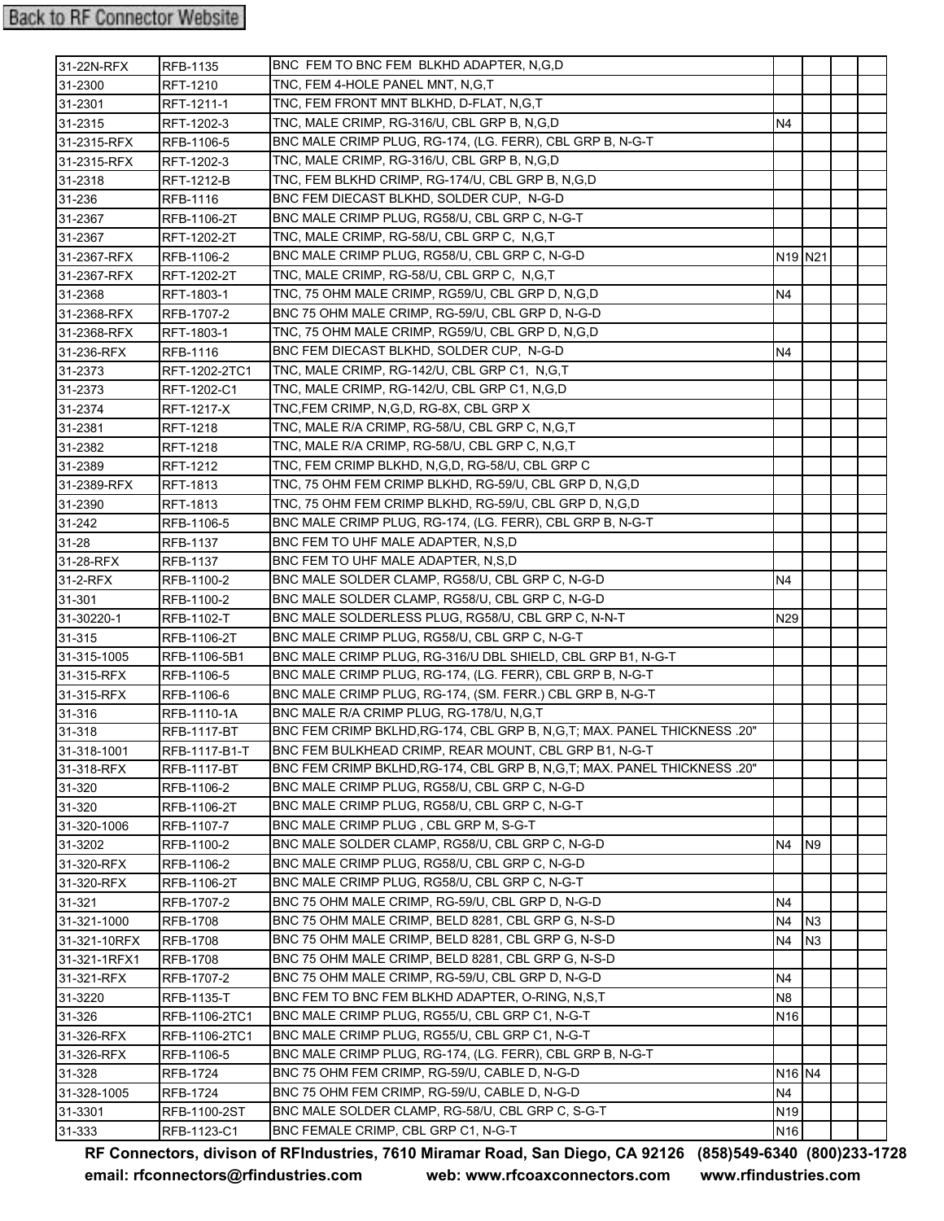Back to RF Connector Website

| | | | | | | |
|---|---|---|---|---|---|---|
| 31-22N-RFX | RFB-1135 | BNC FEM TO BNC FEM BLKHD ADAPTER, N,G,D | | | | |
| 31-2300 | RFT-1210 | TNC, FEM 4-HOLE PANEL MNT, N,G,T | | | | |
| 31-2301 | RFT-1211-1 | TNC, FEM FRONT MNT BLKHD, D-FLAT, N,G,T | | | | |
| 31-2315 | RFT-1202-3 | TNC, MALE CRIMP, RG-316/U, CBL GRP B, N,G,D | N4 | | | |
| 31-2315-RFX | RFB-1106-5 | BNC MALE CRIMP PLUG, RG-174, (LG. FERR), CBL GRP B, N-G-T | | | | |
| 31-2315-RFX | RFT-1202-3 | TNC, MALE CRIMP, RG-316/U, CBL GRP B, N,G,D | | | | |
| 31-2318 | RFT-1212-B | TNC, FEM BLKHD CRIMP, RG-174/U, CBL GRP B, N,G,D | | | | |
| 31-236 | RFB-1116 | BNC FEM DIECAST BLKHD, SOLDER CUP, N-G-D | | | | |
| 31-2367 | RFB-1106-2T | BNC MALE CRIMP PLUG, RG58/U, CBL GRP C, N-G-T | | | | |
| 31-2367 | RFT-1202-2T | TNC, MALE CRIMP, RG-58/U, CBL GRP C, N,G,T | | | | |
| 31-2367-RFX | RFB-1106-2 | BNC MALE CRIMP PLUG, RG58/U, CBL GRP C, N-G-D | N19 | N21 | | |
| 31-2367-RFX | RFT-1202-2T | TNC, MALE CRIMP, RG-58/U, CBL GRP C, N,G,T | | | | |
| 31-2368 | RFT-1803-1 | TNC, 75 OHM MALE CRIMP, RG59/U, CBL GRP D, N,G,D | N4 | | | |
| 31-2368-RFX | RFB-1707-2 | BNC 75 OHM MALE CRIMP, RG-59/U, CBL GRP D, N-G-D | | | | |
| 31-2368-RFX | RFT-1803-1 | TNC, 75 OHM MALE CRIMP, RG59/U, CBL GRP D, N,G,D | | | | |
| 31-236-RFX | RFB-1116 | BNC FEM DIECAST BLKHD, SOLDER CUP, N-G-D | N4 | | | |
| 31-2373 | RFT-1202-2TC1 | TNC, MALE CRIMP, RG-142/U, CBL GRP C1, N,G,T | | | | |
| 31-2373 | RFT-1202-C1 | TNC, MALE CRIMP, RG-142/U, CBL GRP C1, N,G,D | | | | |
| 31-2374 | RFT-1217-X | TNC,FEM CRIMP, N,G,D, RG-8X, CBL GRP X | | | | |
| 31-2381 | RFT-1218 | TNC, MALE R/A CRIMP, RG-58/U, CBL GRP C, N,G,T | | | | |
| 31-2382 | RFT-1218 | TNC, MALE R/A CRIMP, RG-58/U, CBL GRP C, N,G,T | | | | |
| 31-2389 | RFT-1212 | TNC, FEM CRIMP BLKHD, N,G,D, RG-58/U, CBL GRP C | | | | |
| 31-2389-RFX | RFT-1813 | TNC, 75 OHM FEM CRIMP BLKHD, RG-59/U, CBL GRP D, N,G,D | | | | |
| 31-2390 | RFT-1813 | TNC, 75 OHM FEM CRIMP BLKHD, RG-59/U, CBL GRP D, N,G,D | | | | |
| 31-242 | RFB-1106-5 | BNC MALE CRIMP PLUG, RG-174, (LG. FERR), CBL GRP B, N-G-T | | | | |
| 31-28 | RFB-1137 | BNC FEM TO UHF MALE ADAPTER, N,S,D | | | | |
| 31-28-RFX | RFB-1137 | BNC FEM TO UHF MALE ADAPTER, N,S,D | | | | |
| 31-2-RFX | RFB-1100-2 | BNC MALE SOLDER CLAMP, RG58/U, CBL GRP C, N-G-D | N4 | | | |
| 31-301 | RFB-1100-2 | BNC MALE SOLDER CLAMP, RG58/U, CBL GRP C, N-G-D | | | | |
| 31-30220-1 | RFB-1102-T | BNC MALE SOLDERLESS PLUG, RG58/U, CBL GRP C, N-N-T | N29 | | | |
| 31-315 | RFB-1106-2T | BNC MALE CRIMP PLUG, RG58/U, CBL GRP C, N-G-T | | | | |
| 31-315-1005 | RFB-1106-5B1 | BNC MALE CRIMP PLUG, RG-316/U DBL SHIELD, CBL GRP B1, N-G-T | | | | |
| 31-315-RFX | RFB-1106-5 | BNC MALE CRIMP PLUG, RG-174, (LG. FERR), CBL GRP B, N-G-T | | | | |
| 31-315-RFX | RFB-1106-6 | BNC MALE CRIMP PLUG, RG-174, (SM. FERR.) CBL GRP B, N-G-T | | | | |
| 31-316 | RFB-1110-1A | BNC MALE R/A CRIMP PLUG, RG-178/U, N,G,T | | | | |
| 31-318 | RFB-1117-BT | BNC FEM CRIMP BKLHD,RG-174, CBL GRP B, N,G,T; MAX. PANEL THICKNESS .20" | | | | |
| 31-318-1001 | RFB-1117-B1-T | BNC FEM BULKHEAD CRIMP, REAR MOUNT, CBL GRP B1, N-G-T | | | | |
| 31-318-RFX | RFB-1117-BT | BNC FEM CRIMP BKLHD,RG-174, CBL GRP B, N,G,T; MAX. PANEL THICKNESS .20" | | | | |
| 31-320 | RFB-1106-2 | BNC MALE CRIMP PLUG, RG58/U, CBL GRP C, N-G-D | | | | |
| 31-320 | RFB-1106-2T | BNC MALE CRIMP PLUG, RG58/U, CBL GRP C, N-G-T | | | | |
| 31-320-1006 | RFB-1107-7 | BNC MALE CRIMP PLUG , CBL GRP M, S-G-T | | | | |
| 31-3202 | RFB-1100-2 | BNC MALE SOLDER CLAMP, RG58/U, CBL GRP C, N-G-D | N4 | N9 | | |
| 31-320-RFX | RFB-1106-2 | BNC MALE CRIMP PLUG, RG58/U, CBL GRP C, N-G-D | | | | |
| 31-320-RFX | RFB-1106-2T | BNC MALE CRIMP PLUG, RG58/U, CBL GRP C, N-G-T | | | | |
| 31-321 | RFB-1707-2 | BNC 75 OHM MALE CRIMP, RG-59/U, CBL GRP D, N-G-D | N4 | | | |
| 31-321-1000 | RFB-1708 | BNC 75 OHM MALE CRIMP, BELD 8281, CBL GRP G, N-S-D | N4 | N3 | | |
| 31-321-10RFX | RFB-1708 | BNC 75 OHM MALE CRIMP, BELD 8281, CBL GRP G, N-S-D | N4 | N3 | | |
| 31-321-1RFX1 | RFB-1708 | BNC 75 OHM MALE CRIMP, BELD 8281, CBL GRP G, N-S-D | | | | |
| 31-321-RFX | RFB-1707-2 | BNC 75 OHM MALE CRIMP, RG-59/U, CBL GRP D, N-G-D | N4 | | | |
| 31-3220 | RFB-1135-T | BNC FEM TO BNC FEM BLKHD ADAPTER, O-RING, N,S,T | N8 | | | |
| 31-326 | RFB-1106-2TC1 | BNC MALE CRIMP PLUG, RG55/U, CBL GRP C1, N-G-T | N16 | | | |
| 31-326-RFX | RFB-1106-2TC1 | BNC MALE CRIMP PLUG, RG55/U, CBL GRP C1, N-G-T | | | | |
| 31-326-RFX | RFB-1106-5 | BNC MALE CRIMP PLUG, RG-174, (LG. FERR), CBL GRP B, N-G-T | | | | |
| 31-328 | RFB-1724 | BNC 75 OHM FEM CRIMP, RG-59/U, CABLE D, N-G-D | N16 | N4 | | |
| 31-328-1005 | RFB-1724 | BNC 75 OHM FEM CRIMP, RG-59/U, CABLE D, N-G-D | N4 | | | |
| 31-3301 | RFB-1100-2ST | BNC MALE SOLDER CLAMP, RG-58/U, CBL GRP C, S-G-T | N19 | | | |
| 31-333 | RFB-1123-C1 | BNC FEMALE CRIMP, CBL GRP C1, N-G-T | N16 | | | |

**RF Connectors, divison of RFIndustries, 7610 Miramar Road, San Diego, CA 92126 (858)549-6340 (800)233-1728**
**email: rfconnectors@rfindustries.com web: www.rfcoaxconnectors.com www.rfindustries.com**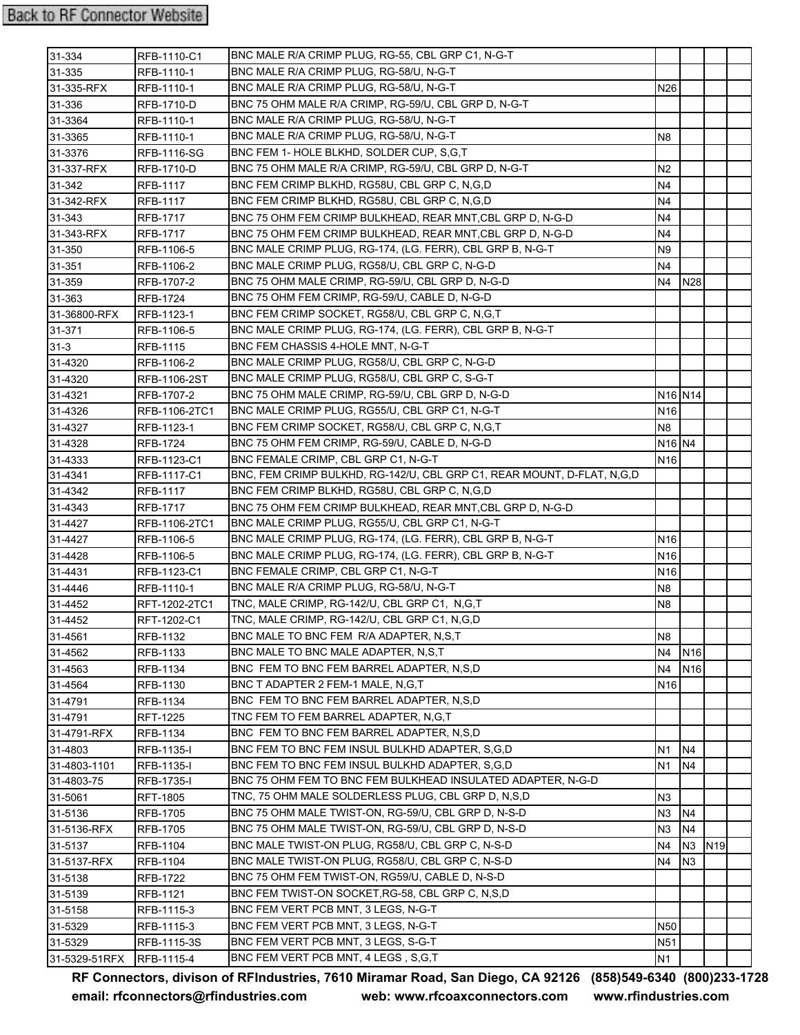Back to RF Connector Website

| | | | | | | |
|---|---|---|---|---|---|---|
| 31-334 | RFB-1110-C1 | BNC MALE R/A CRIMP PLUG, RG-55, CBL GRP C1, N-G-T | | | | |
| 31-335 | RFB-1110-1 | BNC MALE R/A CRIMP PLUG, RG-58/U, N-G-T | | | | |
| 31-335-RFX | RFB-1110-1 | BNC MALE R/A CRIMP PLUG, RG-58/U, N-G-T | N26 | | | |
| 31-336 | RFB-1710-D | BNC 75 OHM MALE R/A CRIMP, RG-59/U, CBL GRP D, N-G-T | | | | |
| 31-3364 | RFB-1110-1 | BNC MALE R/A CRIMP PLUG, RG-58/U, N-G-T | | | | |
| 31-3365 | RFB-1110-1 | BNC MALE R/A CRIMP PLUG, RG-58/U, N-G-T | N8 | | | |
| 31-3376 | RFB-1116-SG | BNC FEM 1- HOLE BLKHD, SOLDER CUP, S,G,T | | | | |
| 31-337-RFX | RFB-1710-D | BNC 75 OHM MALE R/A CRIMP, RG-59/U, CBL GRP D, N-G-T | N2 | | | |
| 31-342 | RFB-1117 | BNC FEM CRIMP BLKHD, RG58U, CBL GRP C, N,G,D | N4 | | | |
| 31-342-RFX | RFB-1117 | BNC FEM CRIMP BLKHD, RG58U, CBL GRP C, N,G,D | N4 | | | |
| 31-343 | RFB-1717 | BNC 75 OHM FEM CRIMP BULKHEAD, REAR MNT,CBL GRP D, N-G-D | N4 | | | |
| 31-343-RFX | RFB-1717 | BNC 75 OHM FEM CRIMP BULKHEAD, REAR MNT,CBL GRP D, N-G-D | N4 | | | |
| 31-350 | RFB-1106-5 | BNC MALE CRIMP PLUG, RG-174, (LG. FERR), CBL GRP B, N-G-T | N9 | | | |
| 31-351 | RFB-1106-2 | BNC MALE CRIMP PLUG, RG58/U, CBL GRP C, N-G-D | N4 | | | |
| 31-359 | RFB-1707-2 | BNC 75 OHM MALE CRIMP, RG-59/U, CBL GRP D, N-G-D | N4 | N28 | | |
| 31-363 | RFB-1724 | BNC 75 OHM FEM CRIMP, RG-59/U, CABLE D, N-G-D | | | | |
| 31-36800-RFX | RFB-1123-1 | BNC FEM CRIMP SOCKET, RG58/U, CBL GRP C, N,G,T | | | | |
| 31-371 | RFB-1106-5 | BNC MALE CRIMP PLUG, RG-174, (LG. FERR), CBL GRP B, N-G-T | | | | |
| 31-3 | RFB-1115 | BNC FEM CHASSIS 4-HOLE MNT, N-G-T | | | | |
| 31-4320 | RFB-1106-2 | BNC MALE CRIMP PLUG, RG58/U, CBL GRP C, N-G-D | | | | |
| 31-4320 | RFB-1106-2ST | BNC MALE CRIMP PLUG, RG58/U, CBL GRP C, S-G-T | | | | |
| 31-4321 | RFB-1707-2 | BNC 75 OHM MALE CRIMP, RG-59/U, CBL GRP D, N-G-D | N16 | N14 | | |
| 31-4326 | RFB-1106-2TC1 | BNC MALE CRIMP PLUG, RG55/U, CBL GRP C1, N-G-T | N16 | | | |
| 31-4327 | RFB-1123-1 | BNC FEM CRIMP SOCKET, RG58/U, CBL GRP C, N,G,T | N8 | | | |
| 31-4328 | RFB-1724 | BNC 75 OHM FEM CRIMP, RG-59/U, CABLE D, N-G-D | N16 | N4 | | |
| 31-4333 | RFB-1123-C1 | BNC FEMALE CRIMP, CBL GRP C1, N-G-T | N16 | | | |
| 31-4341 | RFB-1117-C1 | BNC, FEM CRIMP BULKHD, RG-142/U, CBL GRP C1, REAR MOUNT, D-FLAT, N,G,D | | | | |
| 31-4342 | RFB-1117 | BNC FEM CRIMP BLKHD, RG58U, CBL GRP C, N,G,D | | | | |
| 31-4343 | RFB-1717 | BNC 75 OHM FEM CRIMP BULKHEAD, REAR MNT,CBL GRP D, N-G-D | | | | |
| 31-4427 | RFB-1106-2TC1 | BNC MALE CRIMP PLUG, RG55/U, CBL GRP C1, N-G-T | | | | |
| 31-4427 | RFB-1106-5 | BNC MALE CRIMP PLUG, RG-174, (LG. FERR), CBL GRP B, N-G-T | N16 | | | |
| 31-4428 | RFB-1106-5 | BNC MALE CRIMP PLUG, RG-174, (LG. FERR), CBL GRP B, N-G-T | N16 | | | |
| 31-4431 | RFB-1123-C1 | BNC FEMALE CRIMP, CBL GRP C1, N-G-T | N16 | | | |
| 31-4446 | RFB-1110-1 | BNC MALE R/A CRIMP PLUG, RG-58/U, N-G-T | N8 | | | |
| 31-4452 | RFT-1202-2TC1 | TNC, MALE CRIMP, RG-142/U, CBL GRP C1, N,G,T | N8 | | | |
| 31-4452 | RFT-1202-C1 | TNC, MALE CRIMP, RG-142/U, CBL GRP C1, N,G,D | | | | |
| 31-4561 | RFB-1132 | BNC MALE TO BNC FEM R/A ADAPTER, N,S,T | N8 | | | |
| 31-4562 | RFB-1133 | BNC MALE TO BNC MALE ADAPTER, N,S,T | N4 | N16 | | |
| 31-4563 | RFB-1134 | BNC FEM TO BNC FEM BARREL ADAPTER, N,S,D | N4 | N16 | | |
| 31-4564 | RFB-1130 | BNC T ADAPTER 2 FEM-1 MALE, N,G,T | N16 | | | |
| 31-4791 | RFB-1134 | BNC FEM TO BNC FEM BARREL ADAPTER, N,S,D | | | | |
| 31-4791 | RFT-1225 | TNC FEM TO FEM BARREL ADAPTER, N,G,T | | | | |
| 31-4791-RFX | RFB-1134 | BNC FEM TO BNC FEM BARREL ADAPTER, N,S,D | | | | |
| 31-4803 | RFB-1135-I | BNC FEM TO BNC FEM INSUL BULKHD ADAPTER, S,G,D | N1 | N4 | | |
| 31-4803-1101 | RFB-1135-I | BNC FEM TO BNC FEM INSUL BULKHD ADAPTER, S,G,D | N1 | N4 | | |
| 31-4803-75 | RFB-1735-I | BNC 75 OHM FEM TO BNC FEM BULKHEAD INSULATED ADAPTER, N-G-D | | | | |
| 31-5061 | RFT-1805 | TNC, 75 OHM MALE SOLDERLESS PLUG, CBL GRP D, N,S,D | N3 | | | |
| 31-5136 | RFB-1705 | BNC 75 OHM MALE TWIST-ON, RG-59/U, CBL GRP D, N-S-D | N3 | N4 | | |
| 31-5136-RFX | RFB-1705 | BNC 75 OHM MALE TWIST-ON, RG-59/U, CBL GRP D, N-S-D | N3 | N4 | | |
| 31-5137 | RFB-1104 | BNC MALE TWIST-ON PLUG, RG58/U, CBL GRP C, N-S-D | N4 | N3 | N19 | |
| 31-5137-RFX | RFB-1104 | BNC MALE TWIST-ON PLUG, RG58/U, CBL GRP C, N-S-D | N4 | N3 | | |
| 31-5138 | RFB-1722 | BNC 75 OHM FEM TWIST-ON, RG59/U, CABLE D, N-S-D | | | | |
| 31-5139 | RFB-1121 | BNC FEM TWIST-ON SOCKET,RG-58, CBL GRP C, N,S,D | | | | |
| 31-5158 | RFB-1115-3 | BNC FEM VERT PCB MNT, 3 LEGS, N-G-T | | | | |
| 31-5329 | RFB-1115-3 | BNC FEM VERT PCB MNT, 3 LEGS, N-G-T | N50 | | | |
| 31-5329 | RFB-1115-3S | BNC FEM VERT PCB MNT, 3 LEGS, S-G-T | N51 | | | |
| 31-5329-51RFX | RFB-1115-4 | BNC FEM VERT PCB MNT, 4 LEGS , S,G,T | N1 | | | |

**RF Connectors, divison of RFIndustries, 7610 Miramar Road, San Diego, CA 92126 (858)549-6340 (800)233-1728**
**email: rfconnectors@rfindustries.com web: www.rfcoaxconnectors.com www.rfindustries.com**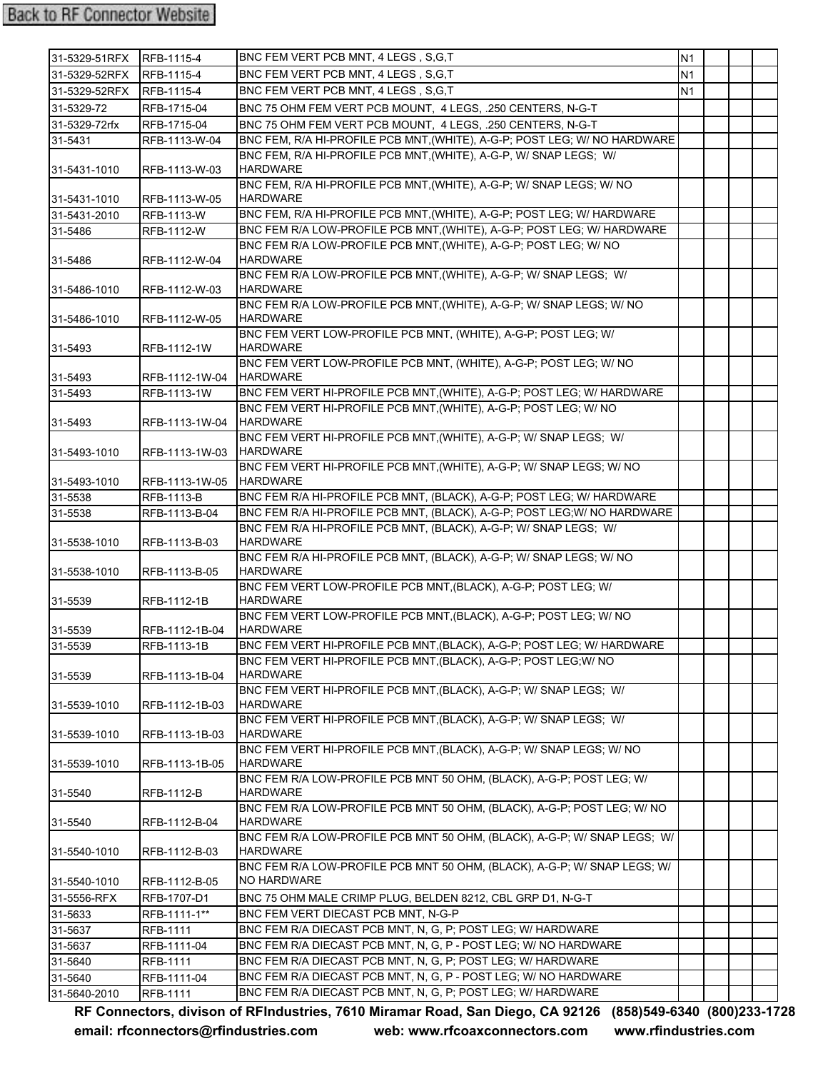Back to RF Connector Website

| | | | | | | |
|---|---|---|---|---|---|---|
| 31-5329-51RFX | RFB-1115-4 | BNC FEM VERT PCB MNT, 4 LEGS , S,G,T | N1 | | | |
| 31-5329-52RFX | RFB-1115-4 | BNC FEM VERT PCB MNT, 4 LEGS , S,G,T | N1 | | | |
| 31-5329-52RFX | RFB-1115-4 | BNC FEM VERT PCB MNT, 4 LEGS , S,G,T | N1 | | | |
| 31-5329-72 | RFB-1715-04 | BNC 75 OHM FEM VERT PCB MOUNT, 4 LEGS, .250 CENTERS, N-G-T | | | | |
| 31-5329-72rfx | RFB-1715-04 | BNC 75 OHM FEM VERT PCB MOUNT, 4 LEGS, .250 CENTERS, N-G-T | | | | |
| 31-5431 | RFB-1113-W-04 | BNC FEM, R/A HI-PROFILE PCB MNT,(WHITE), A-G-P; POST LEG; W/ NO HARDWARE | | | | |
| 31-5431-1010 | RFB-1113-W-03 | BNC FEM, R/A HI-PROFILE PCB MNT,(WHITE), A-G-P, W/ SNAP LEGS; W/ HARDWARE | | | | |
| 31-5431-1010 | RFB-1113-W-05 | BNC FEM, R/A HI-PROFILE PCB MNT,(WHITE), A-G-P; W/ SNAP LEGS; W/ NO HARDWARE | | | | |
| 31-5431-2010 | RFB-1113-W | BNC FEM, R/A HI-PROFILE PCB MNT,(WHITE), A-G-P; POST LEG; W/ HARDWARE | | | | |
| 31-5486 | RFB-1112-W | BNC FEM R/A LOW-PROFILE PCB MNT,(WHITE), A-G-P; POST LEG; W/ HARDWARE | | | | |
| 31-5486 | RFB-1112-W-04 | BNC FEM R/A LOW-PROFILE PCB MNT,(WHITE), A-G-P; POST LEG; W/ NO HARDWARE | | | | |
| 31-5486-1010 | RFB-1112-W-03 | BNC FEM R/A LOW-PROFILE PCB MNT,(WHITE), A-G-P; W/ SNAP LEGS; W/ HARDWARE | | | | |
| 31-5486-1010 | RFB-1112-W-05 | BNC FEM R/A LOW-PROFILE PCB MNT,(WHITE), A-G-P; W/ SNAP LEGS; W/ NO HARDWARE | | | | |
| 31-5493 | RFB-1112-1W | BNC FEM VERT LOW-PROFILE PCB MNT, (WHITE), A-G-P; POST LEG; W/ HARDWARE | | | | |
| 31-5493 | RFB-1112-1W-04 | BNC FEM VERT LOW-PROFILE PCB MNT, (WHITE), A-G-P; POST LEG; W/ NO HARDWARE | | | | |
| 31-5493 | RFB-1113-1W | BNC FEM VERT HI-PROFILE PCB MNT,(WHITE), A-G-P; POST LEG; W/ HARDWARE | | | | |
| 31-5493 | RFB-1113-1W-04 | BNC FEM VERT HI-PROFILE PCB MNT,(WHITE), A-G-P; POST LEG; W/ NO HARDWARE | | | | |
| 31-5493-1010 | RFB-1113-1W-03 | BNC FEM VERT HI-PROFILE PCB MNT,(WHITE), A-G-P; W/ SNAP LEGS; W/ HARDWARE | | | | |
| 31-5493-1010 | RFB-1113-1W-05 | BNC FEM VERT HI-PROFILE PCB MNT,(WHITE), A-G-P; W/ SNAP LEGS; W/ NO HARDWARE | | | | |
| 31-5538 | RFB-1113-B | BNC FEM R/A HI-PROFILE PCB MNT, (BLACK), A-G-P; POST LEG; W/ HARDWARE | | | | |
| 31-5538 | RFB-1113-B-04 | BNC FEM R/A HI-PROFILE PCB MNT, (BLACK), A-G-P; POST LEG;W/ NO HARDWARE | | | | |
| 31-5538-1010 | RFB-1113-B-03 | BNC FEM R/A HI-PROFILE PCB MNT, (BLACK), A-G-P; W/ SNAP LEGS; W/ HARDWARE | | | | |
| 31-5538-1010 | RFB-1113-B-05 | BNC FEM R/A HI-PROFILE PCB MNT, (BLACK), A-G-P; W/ SNAP LEGS; W/ NO HARDWARE | | | | |
| 31-5539 | RFB-1112-1B | BNC FEM VERT LOW-PROFILE PCB MNT,(BLACK), A-G-P; POST LEG; W/ HARDWARE | | | | |
| 31-5539 | RFB-1112-1B-04 | BNC FEM VERT LOW-PROFILE PCB MNT,(BLACK), A-G-P; POST LEG; W/ NO HARDWARE | | | | |
| 31-5539 | RFB-1113-1B | BNC FEM VERT HI-PROFILE PCB MNT,(BLACK), A-G-P; POST LEG; W/ HARDWARE | | | | |
| 31-5539 | RFB-1113-1B-04 | BNC FEM VERT HI-PROFILE PCB MNT,(BLACK), A-G-P; POST LEG;W/ NO HARDWARE | | | | |
| 31-5539-1010 | RFB-1112-1B-03 | BNC FEM VERT HI-PROFILE PCB MNT,(BLACK), A-G-P; W/ SNAP LEGS; W/ HARDWARE | | | | |
| 31-5539-1010 | RFB-1113-1B-03 | BNC FEM VERT HI-PROFILE PCB MNT,(BLACK), A-G-P; W/ SNAP LEGS; W/ HARDWARE | | | | |
| 31-5539-1010 | RFB-1113-1B-05 | BNC FEM VERT HI-PROFILE PCB MNT,(BLACK), A-G-P; W/ SNAP LEGS; W/ NO HARDWARE | | | | |
| 31-5540 | RFB-1112-B | BNC FEM R/A LOW-PROFILE PCB MNT 50 OHM, (BLACK), A-G-P; POST LEG; W/ HARDWARE | | | | |
| 31-5540 | RFB-1112-B-04 | BNC FEM R/A LOW-PROFILE PCB MNT 50 OHM, (BLACK), A-G-P; POST LEG; W/ NO HARDWARE | | | | |
| 31-5540-1010 | RFB-1112-B-03 | BNC FEM R/A LOW-PROFILE PCB MNT 50 OHM, (BLACK), A-G-P; W/ SNAP LEGS; W/ HARDWARE | | | | |
| 31-5540-1010 | RFB-1112-B-05 | BNC FEM R/A LOW-PROFILE PCB MNT 50 OHM, (BLACK), A-G-P; W/ SNAP LEGS; W/ NO HARDWARE | | | | |
| 31-5556-RFX | RFB-1707-D1 | BNC 75 OHM MALE CRIMP PLUG, BELDEN 8212, CBL GRP D1, N-G-T | | | | |
| 31-5633 | RFB-1111-1** | BNC FEM VERT DIECAST PCB MNT, N-G-P | | | | |
| 31-5637 | RFB-1111 | BNC FEM R/A DIECAST PCB MNT, N, G, P; POST LEG; W/ HARDWARE | | | | |
| 31-5637 | RFB-1111-04 | BNC FEM R/A DIECAST PCB MNT, N, G, P - POST LEG; W/ NO HARDWARE | | | | |
| 31-5640 | RFB-1111 | BNC FEM R/A DIECAST PCB MNT, N, G, P; POST LEG; W/ HARDWARE | | | | |
| 31-5640 | RFB-1111-04 | BNC FEM R/A DIECAST PCB MNT, N, G, P - POST LEG; W/ NO HARDWARE | | | | |
| 31-5640-2010 | RFB-1111 | BNC FEM R/A DIECAST PCB MNT, N, G, P; POST LEG; W/ HARDWARE | | | | |

**RF Connectors, divison of RFIndustries, 7610 Miramar Road, San Diego, CA 92126 (858)549-6340 (800)233-1728**
**email: rfconnectors@rfindustries.com web: www.rfcoaxconnectors.com www.rfindustries.com**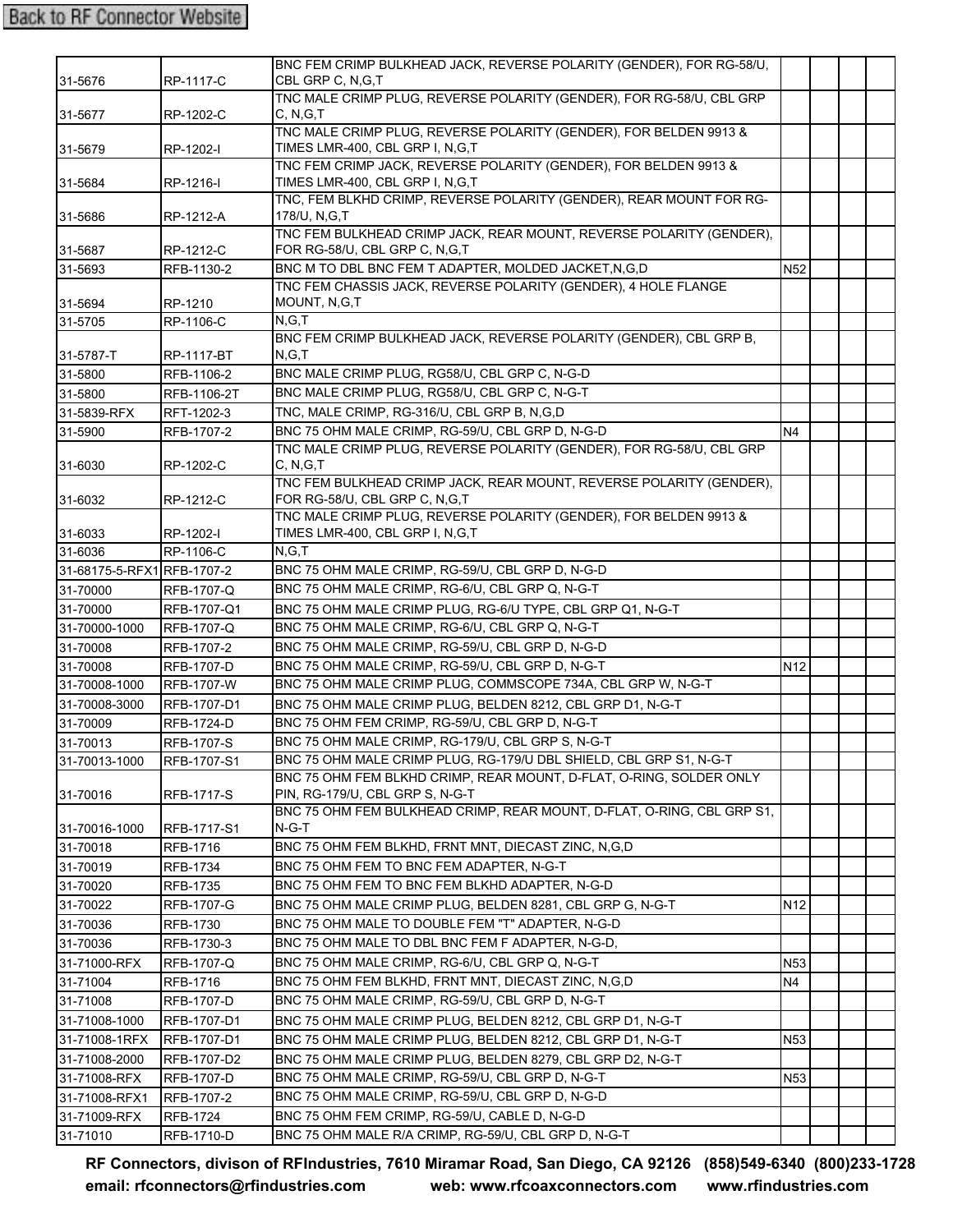Back to RF Connector Website

| | | | | | | |
|---|---|---|---|---|---|---|
| 31-5676 | RP-1117-C | BNC FEM CRIMP BULKHEAD JACK, REVERSE POLARITY (GENDER), FOR RG-58/U, CBL GRP C, N,G,T | | | | |
| 31-5677 | RP-1202-C | TNC MALE CRIMP PLUG, REVERSE POLARITY (GENDER), FOR RG-58/U, CBL GRP C, N,G,T | | | | |
| 31-5679 | RP-1202-I | TNC MALE CRIMP PLUG, REVERSE POLARITY (GENDER), FOR BELDEN 9913 & TIMES LMR-400, CBL GRP I, N,G,T | | | | |
| 31-5684 | RP-1216-I | TNC FEM CRIMP JACK, REVERSE POLARITY (GENDER), FOR BELDEN 9913 & TIMES LMR-400, CBL GRP I, N,G,T | | | | |
| 31-5686 | RP-1212-A | TNC, FEM BLKHD CRIMP, REVERSE POLARITY (GENDER), REAR MOUNT FOR RG-178/U, N,G,T | | | | |
| 31-5687 | RP-1212-C | TNC FEM BULKHEAD CRIMP JACK, REAR MOUNT, REVERSE POLARITY (GENDER), FOR RG-58/U, CBL GRP C, N,G,T | | | | |
| 31-5693 | RFB-1130-2 | BNC M TO DBL BNC FEM T ADAPTER, MOLDED JACKET,N,G,D | N52 | | | |
| 31-5694 | RP-1210 | TNC FEM CHASSIS JACK, REVERSE POLARITY (GENDER), 4 HOLE FLANGE MOUNT, N,G,T | | | | |
| 31-5705 | RP-1106-C | N,G,T | | | | |
| 31-5787-T | RP-1117-BT | BNC FEM CRIMP BULKHEAD JACK, REVERSE POLARITY (GENDER), CBL GRP B, N,G,T | | | | |
| 31-5800 | RFB-1106-2 | BNC MALE CRIMP PLUG, RG58/U, CBL GRP C, N-G-D | | | | |
| 31-5800 | RFB-1106-2T | BNC MALE CRIMP PLUG, RG58/U, CBL GRP C, N-G-T | | | | |
| 31-5839-RFX | RFT-1202-3 | TNC, MALE CRIMP, RG-316/U, CBL GRP B, N,G,D | | | | |
| 31-5900 | RFB-1707-2 | BNC 75 OHM MALE CRIMP, RG-59/U, CBL GRP D, N-G-D | N4 | | | |
| 31-6030 | RP-1202-C | TNC MALE CRIMP PLUG, REVERSE POLARITY (GENDER), FOR RG-58/U, CBL GRP C, N,G,T | | | | |
| 31-6032 | RP-1212-C | TNC FEM BULKHEAD CRIMP JACK, REAR MOUNT, REVERSE POLARITY (GENDER), FOR RG-58/U, CBL GRP C, N,G,T | | | | |
| 31-6033 | RP-1202-I | TNC MALE CRIMP PLUG, REVERSE POLARITY (GENDER), FOR BELDEN 9913 & TIMES LMR-400, CBL GRP I, N,G,T | | | | |
| 31-6036 | RP-1106-C | N,G,T | | | | |
| 31-68175-5-RFX1 | RFB-1707-2 | BNC 75 OHM MALE CRIMP, RG-59/U, CBL GRP D, N-G-D | | | | |
| 31-70000 | RFB-1707-Q | BNC 75 OHM MALE CRIMP, RG-6/U, CBL GRP Q, N-G-T | | | | |
| 31-70000 | RFB-1707-Q1 | BNC 75 OHM MALE CRIMP PLUG, RG-6/U TYPE, CBL GRP Q1, N-G-T | | | | |
| 31-70000-1000 | RFB-1707-Q | BNC 75 OHM MALE CRIMP, RG-6/U, CBL GRP Q, N-G-T | | | | |
| 31-70008 | RFB-1707-2 | BNC 75 OHM MALE CRIMP, RG-59/U, CBL GRP D, N-G-D | | | | |
| 31-70008 | RFB-1707-D | BNC 75 OHM MALE CRIMP, RG-59/U, CBL GRP D, N-G-T | N12 | | | |
| 31-70008-1000 | RFB-1707-W | BNC 75 OHM MALE CRIMP PLUG, COMMSCOPE 734A, CBL GRP W, N-G-T | | | | |
| 31-70008-3000 | RFB-1707-D1 | BNC 75 OHM MALE CRIMP PLUG, BELDEN 8212, CBL GRP D1, N-G-T | | | | |
| 31-70009 | RFB-1724-D | BNC 75 OHM FEM CRIMP, RG-59/U, CBL GRP D, N-G-T | | | | |
| 31-70013 | RFB-1707-S | BNC 75 OHM MALE CRIMP, RG-179/U, CBL GRP S, N-G-T | | | | |
| 31-70013-1000 | RFB-1707-S1 | BNC 75 OHM MALE CRIMP PLUG, RG-179/U DBL SHIELD, CBL GRP S1, N-G-T | | | | |
| 31-70016 | RFB-1717-S | BNC 75 OHM FEM BLKHD CRIMP, REAR MOUNT, D-FLAT, O-RING, SOLDER ONLY PIN, RG-179/U, CBL GRP S, N-G-T | | | | |
| 31-70016-1000 | RFB-1717-S1 | BNC 75 OHM FEM BULKHEAD CRIMP, REAR MOUNT, D-FLAT, O-RING, CBL GRP S1, N-G-T | | | | |
| 31-70018 | RFB-1716 | BNC 75 OHM FEM BLKHD, FRNT MNT, DIECAST ZINC, N,G,D | | | | |
| 31-70019 | RFB-1734 | BNC 75 OHM FEM TO BNC FEM ADAPTER, N-G-T | | | | |
| 31-70020 | RFB-1735 | BNC 75 OHM FEM TO BNC FEM BLKHD ADAPTER, N-G-D | | | | |
| 31-70022 | RFB-1707-G | BNC 75 OHM MALE CRIMP PLUG, BELDEN 8281, CBL GRP G, N-G-T | N12 | | | |
| 31-70036 | RFB-1730 | BNC 75 OHM MALE TO DOUBLE FEM "T" ADAPTER, N-G-D | | | | |
| 31-70036 | RFB-1730-3 | BNC 75 OHM MALE TO DBL BNC FEM F ADAPTER, N-G-D, | | | | |
| 31-71000-RFX | RFB-1707-Q | BNC 75 OHM MALE CRIMP, RG-6/U, CBL GRP Q, N-G-T | N53 | | | |
| 31-71004 | RFB-1716 | BNC 75 OHM FEM BLKHD, FRNT MNT, DIECAST ZINC, N,G,D | N4 | | | |
| 31-71008 | RFB-1707-D | BNC 75 OHM MALE CRIMP, RG-59/U, CBL GRP D, N-G-T | | | | |
| 31-71008-1000 | RFB-1707-D1 | BNC 75 OHM MALE CRIMP PLUG, BELDEN 8212, CBL GRP D1, N-G-T | | | | |
| 31-71008-1RFX | RFB-1707-D1 | BNC 75 OHM MALE CRIMP PLUG, BELDEN 8212, CBL GRP D1, N-G-T | N53 | | | |
| 31-71008-2000 | RFB-1707-D2 | BNC 75 OHM MALE CRIMP PLUG, BELDEN 8279, CBL GRP D2, N-G-T | | | | |
| 31-71008-RFX | RFB-1707-D | BNC 75 OHM MALE CRIMP, RG-59/U, CBL GRP D, N-G-T | N53 | | | |
| 31-71008-RFX1 | RFB-1707-2 | BNC 75 OHM MALE CRIMP, RG-59/U, CBL GRP D, N-G-D | | | | |
| 31-71009-RFX | RFB-1724 | BNC 75 OHM FEM CRIMP, RG-59/U, CABLE D, N-G-D | | | | |
| 31-71010 | RFB-1710-D | BNC 75 OHM MALE R/A CRIMP, RG-59/U, CBL GRP D, N-G-T | | | | |

**RF Connectors, divison of RFIndustries, 7610 Miramar Road, San Diego, CA 92126 (858)549-6340 (800)233-1728**
**email: rfconnectors@rfindustries.com web: www.rfcoaxconnectors.com www.rfindustries.com**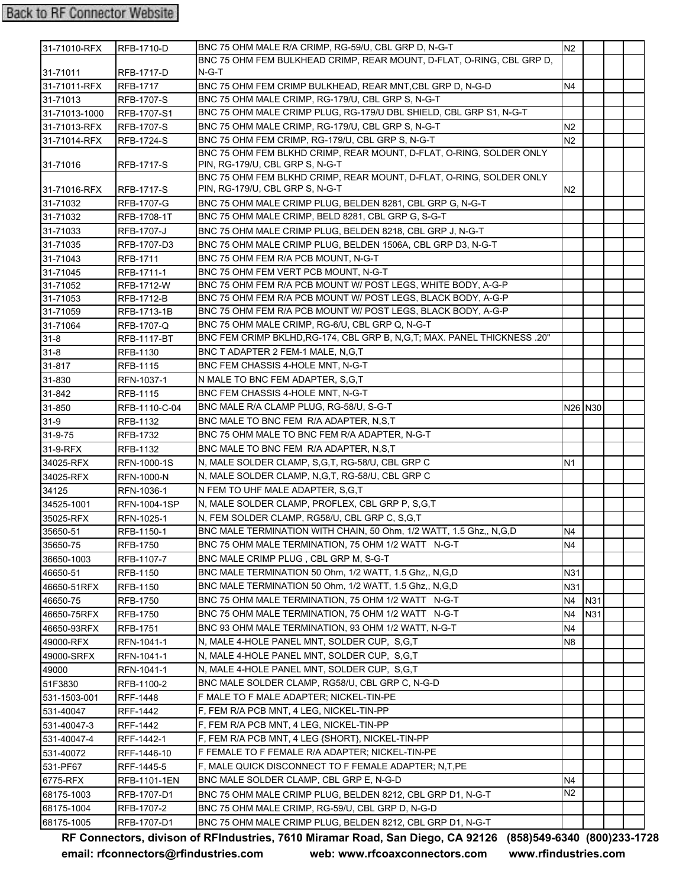Back to RF Connector Website

| | | | | | | |
|---|---|---|---|---|---|---|
| 31-71010-RFX | RFB-1710-D | BNC 75 OHM MALE R/A CRIMP, RG-59/U, CBL GRP D, N-G-T | N2 | | | |
| 31-71011 | RFB-1717-D | BNC 75 OHM FEM BULKHEAD CRIMP, REAR MOUNT, D-FLAT, O-RING, CBL GRP D, N-G-T | | | | |
| 31-71011-RFX | RFB-1717 | BNC 75 OHM FEM CRIMP BULKHEAD, REAR MNT,CBL GRP D, N-G-D | N4 | | | |
| 31-71013 | RFB-1707-S | BNC 75 OHM MALE CRIMP, RG-179/U, CBL GRP S, N-G-T | | | | |
| 31-71013-1000 | RFB-1707-S1 | BNC 75 OHM MALE CRIMP PLUG, RG-179/U DBL SHIELD, CBL GRP S1, N-G-T | | | | |
| 31-71013-RFX | RFB-1707-S | BNC 75 OHM MALE CRIMP, RG-179/U, CBL GRP S, N-G-T | N2 | | | |
| 31-71014-RFX | RFB-1724-S | BNC 75 OHM FEM CRIMP, RG-179/U, CBL GRP S, N-G-T | N2 | | | |
| 31-71016 | RFB-1717-S | BNC 75 OHM FEM BLKHD CRIMP, REAR MOUNT, D-FLAT, O-RING, SOLDER ONLY PIN, RG-179/U, CBL GRP S, N-G-T | | | | |
| 31-71016-RFX | RFB-1717-S | BNC 75 OHM FEM BLKHD CRIMP, REAR MOUNT, D-FLAT, O-RING, SOLDER ONLY PIN, RG-179/U, CBL GRP S, N-G-T | N2 | | | |
| 31-71032 | RFB-1707-G | BNC 75 OHM MALE CRIMP PLUG, BELDEN 8281, CBL GRP G, N-G-T | | | | |
| 31-71032 | RFB-1708-1T | BNC 75 OHM MALE CRIMP, BELD 8281, CBL GRP G, S-G-T | | | | |
| 31-71033 | RFB-1707-J | BNC 75 OHM MALE CRIMP PLUG, BELDEN 8218, CBL GRP J, N-G-T | | | | |
| 31-71035 | RFB-1707-D3 | BNC 75 OHM MALE CRIMP PLUG, BELDEN 1506A, CBL GRP D3, N-G-T | | | | |
| 31-71043 | RFB-1711 | BNC 75 OHM FEM R/A PCB MOUNT, N-G-T | | | | |
| 31-71045 | RFB-1711-1 | BNC 75 OHM FEM VERT PCB MOUNT, N-G-T | | | | |
| 31-71052 | RFB-1712-W | BNC 75 OHM FEM R/A PCB MOUNT W/ POST LEGS, WHITE BODY, A-G-P | | | | |
| 31-71053 | RFB-1712-B | BNC 75 OHM FEM R/A PCB MOUNT W/ POST LEGS, BLACK BODY, A-G-P | | | | |
| 31-71059 | RFB-1713-1B | BNC 75 OHM FEM R/A PCB MOUNT W/ POST LEGS, BLACK BODY, A-G-P | | | | |
| 31-71064 | RFB-1707-Q | BNC 75 OHM MALE CRIMP, RG-6/U, CBL GRP Q, N-G-T | | | | |
| 31-8 | RFB-1117-BT | BNC FEM CRIMP BKLHD,RG-174, CBL GRP B, N,G,T; MAX. PANEL THICKNESS .20" | | | | |
| 31-8 | RFB-1130 | BNC T ADAPTER 2 FEM-1 MALE, N,G,T | | | | |
| 31-817 | RFB-1115 | BNC FEM CHASSIS 4-HOLE MNT, N-G-T | | | | |
| 31-830 | RFN-1037-1 | N MALE TO BNC FEM ADAPTER, S,G,T | | | | |
| 31-842 | RFB-1115 | BNC FEM CHASSIS 4-HOLE MNT, N-G-T | | | | |
| 31-850 | RFB-1110-C-04 | BNC MALE R/A CLAMP PLUG, RG-58/U, S-G-T | N26 | N30 | | |
| 31-9 | RFB-1132 | BNC MALE TO BNC FEM R/A ADAPTER, N,S,T | | | | |
| 31-9-75 | RFB-1732 | BNC 75 OHM MALE TO BNC FEM R/A ADAPTER, N-G-T | | | | |
| 31-9-RFX | RFB-1132 | BNC MALE TO BNC FEM R/A ADAPTER, N,S,T | | | | |
| 34025-RFX | RFN-1000-1S | N, MALE SOLDER CLAMP, S,G,T, RG-58/U, CBL GRP C | N1 | | | |
| 34025-RFX | RFN-1000-N | N, MALE SOLDER CLAMP, N,G,T, RG-58/U, CBL GRP C | | | | |
| 34125 | RFN-1036-1 | N FEM TO UHF MALE ADAPTER, S,G,T | | | | |
| 34525-1001 | RFN-1004-1SP | N, MALE SOLDER CLAMP, PROFLEX, CBL GRP P, S,G,T | | | | |
| 35025-RFX | RFN-1025-1 | N, FEM SOLDER CLAMP, RG58/U, CBL GRP C, S,G,T | | | | |
| 35650-51 | RFB-1150-1 | BNC MALE TERMINATION WITH CHAIN, 50 Ohm, 1/2 WATT, 1.5 Ghz,, N,G,D | N4 | | | |
| 35650-75 | RFB-1750 | BNC 75 OHM MALE TERMINATION, 75 OHM 1/2 WATT N-G-T | N4 | | | |
| 36650-1003 | RFB-1107-7 | BNC MALE CRIMP PLUG , CBL GRP M, S-G-T | | | | |
| 46650-51 | RFB-1150 | BNC MALE TERMINATION 50 Ohm, 1/2 WATT, 1.5 Ghz,, N,G,D | N31 | | | |
| 46650-51RFX | RFB-1150 | BNC MALE TERMINATION 50 Ohm, 1/2 WATT, 1.5 Ghz,, N,G,D | N31 | | | |
| 46650-75 | RFB-1750 | BNC 75 OHM MALE TERMINATION, 75 OHM 1/2 WATT N-G-T | N4 | N31 | | |
| 46650-75RFX | RFB-1750 | BNC 75 OHM MALE TERMINATION, 75 OHM 1/2 WATT N-G-T | N4 | N31 | | |
| 46650-93RFX | RFB-1751 | BNC 93 OHM MALE TERMINATION, 93 OHM 1/2 WATT, N-G-T | N4 | | | |
| 49000-RFX | RFN-1041-1 | N, MALE 4-HOLE PANEL MNT, SOLDER CUP, S,G,T | N8 | | | |
| 49000-SRFX | RFN-1041-1 | N, MALE 4-HOLE PANEL MNT, SOLDER CUP, S,G,T | | | | |
| 49000 | RFN-1041-1 | N, MALE 4-HOLE PANEL MNT, SOLDER CUP, S,G,T | | | | |
| 51F3830 | RFB-1100-2 | BNC MALE SOLDER CLAMP, RG58/U, CBL GRP C, N-G-D | | | | |
| 531-1503-001 | RFF-1448 | F MALE TO F MALE ADAPTER; NICKEL-TIN-PE | | | | |
| 531-40047 | RFF-1442 | F, FEM R/A PCB MNT, 4 LEG, NICKEL-TIN-PP | | | | |
| 531-40047-3 | RFF-1442 | F, FEM R/A PCB MNT, 4 LEG, NICKEL-TIN-PP | | | | |
| 531-40047-4 | RFF-1442-1 | F, FEM R/A PCB MNT, 4 LEG {SHORT}, NICKEL-TIN-PP | | | | |
| 531-40072 | RFF-1446-10 | F FEMALE TO F FEMALE R/A ADAPTER; NICKEL-TIN-PE | | | | |
| 531-PF67 | RFF-1445-5 | F, MALE QUICK DISCONNECT TO F FEMALE ADAPTER; N,T,PE | | | | |
| 6775-RFX | RFB-1101-1EN | BNC MALE SOLDER CLAMP, CBL GRP E, N-G-D | N4 | | | |
| 68175-1003 | RFB-1707-D1 | BNC 75 OHM MALE CRIMP PLUG, BELDEN 8212, CBL GRP D1, N-G-T | N2 | | | |
| 68175-1004 | RFB-1707-2 | BNC 75 OHM MALE CRIMP, RG-59/U, CBL GRP D, N-G-D | | | | |
| 68175-1005 | RFB-1707-D1 | BNC 75 OHM MALE CRIMP PLUG, BELDEN 8212, CBL GRP D1, N-G-T | | | | |

**RF Connectors, divison of RFIndustries, 7610 Miramar Road, San Diego, CA 92126 (858)549-6340 (800)233-1728**
**email: rfconnectors@rfindustries.com web: www.rfcoaxconnectors.com www.rfindustries.com**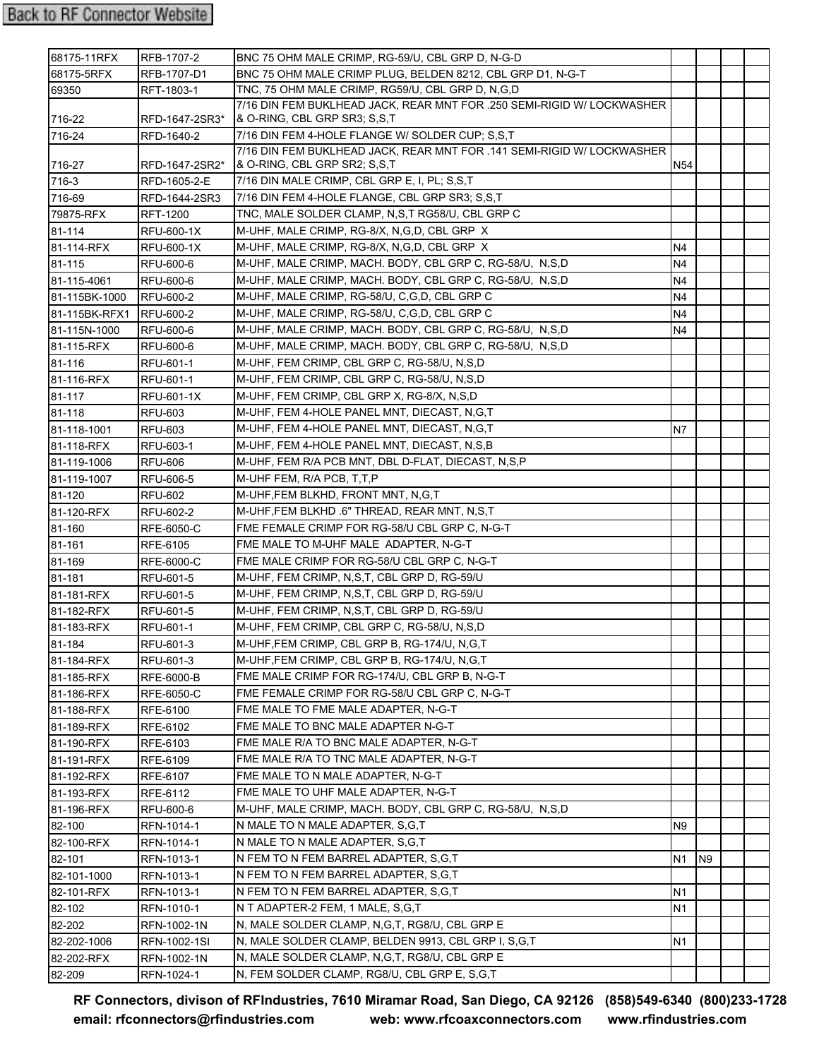Back to RF Connector Website

| | | | | | | |
|---|---|---|---|---|---|---|
| 68175-11RFX | RFB-1707-2 | BNC 75 OHM MALE CRIMP, RG-59/U, CBL GRP D, N-G-D | | | | |
| 68175-5RFX | RFB-1707-D1 | BNC 75 OHM MALE CRIMP PLUG, BELDEN 8212, CBL GRP D1, N-G-T | | | | |
| 69350 | RFT-1803-1 | TNC, 75 OHM MALE CRIMP, RG59/U, CBL GRP D, N,G,D | | | | |
| 716-22 | RFD-1647-2SR3* | 7/16 DIN FEM BUKLHEAD JACK, REAR MNT FOR .250 SEMI-RIGID W/ LOCKWASHER & O-RING, CBL GRP SR3; S,S,T | | | | |
| 716-24 | RFD-1640-2 | 7/16 DIN FEM 4-HOLE FLANGE W/ SOLDER CUP; S,S,T | | | | |
| 716-27 | RFD-1647-2SR2* | 7/16 DIN FEM BUKLHEAD JACK, REAR MNT FOR .141 SEMI-RIGID W/ LOCKWASHER & O-RING, CBL GRP SR2; S,S,T | N54 | | | |
| 716-3 | RFD-1605-2-E | 7/16 DIN MALE CRIMP, CBL GRP E, I, PL; S,S,T | | | | |
| 716-69 | RFD-1644-2SR3 | 7/16 DIN FEM 4-HOLE FLANGE, CBL GRP SR3; S,S,T | | | | |
| 79875-RFX | RFT-1200 | TNC, MALE SOLDER CLAMP, N,S,T RG58/U, CBL GRP C | | | | |
| 81-114 | RFU-600-1X | M-UHF, MALE CRIMP, RG-8/X, N,G,D, CBL GRP X | | | | |
| 81-114-RFX | RFU-600-1X | M-UHF, MALE CRIMP, RG-8/X, N,G,D, CBL GRP X | N4 | | | |
| 81-115 | RFU-600-6 | M-UHF, MALE CRIMP, MACH. BODY, CBL GRP C, RG-58/U, N,S,D | N4 | | | |
| 81-115-4061 | RFU-600-6 | M-UHF, MALE CRIMP, MACH. BODY, CBL GRP C, RG-58/U, N,S,D | N4 | | | |
| 81-115BK-1000 | RFU-600-2 | M-UHF, MALE CRIMP, RG-58/U, C,G,D, CBL GRP C | N4 | | | |
| 81-115BK-RFX1 | RFU-600-2 | M-UHF, MALE CRIMP, RG-58/U, C,G,D, CBL GRP C | N4 | | | |
| 81-115N-1000 | RFU-600-6 | M-UHF, MALE CRIMP, MACH. BODY, CBL GRP C, RG-58/U, N,S,D | N4 | | | |
| 81-115-RFX | RFU-600-6 | M-UHF, MALE CRIMP, MACH. BODY, CBL GRP C, RG-58/U, N,S,D | | | | |
| 81-116 | RFU-601-1 | M-UHF, FEM CRIMP, CBL GRP C, RG-58/U, N,S,D | | | | |
| 81-116-RFX | RFU-601-1 | M-UHF, FEM CRIMP, CBL GRP C, RG-58/U, N,S,D | | | | |
| 81-117 | RFU-601-1X | M-UHF, FEM CRIMP, CBL GRP X, RG-8/X, N,S,D | | | | |
| 81-118 | RFU-603 | M-UHF, FEM 4-HOLE PANEL MNT, DIECAST, N,G,T | | | | |
| 81-118-1001 | RFU-603 | M-UHF, FEM 4-HOLE PANEL MNT, DIECAST, N,G,T | N7 | | | |
| 81-118-RFX | RFU-603-1 | M-UHF, FEM 4-HOLE PANEL MNT, DIECAST, N,S,B | | | | |
| 81-119-1006 | RFU-606 | M-UHF, FEM R/A PCB MNT, DBL D-FLAT, DIECAST, N,S,P | | | | |
| 81-119-1007 | RFU-606-5 | M-UHF FEM, R/A PCB, T,T,P | | | | |
| 81-120 | RFU-602 | M-UHF,FEM BLKHD, FRONT MNT, N,G,T | | | | |
| 81-120-RFX | RFU-602-2 | M-UHF,FEM BLKHD .6" THREAD, REAR MNT, N,S,T | | | | |
| 81-160 | RFE-6050-C | FME FEMALE CRIMP FOR RG-58/U CBL GRP C, N-G-T | | | | |
| 81-161 | RFE-6105 | FME MALE TO M-UHF MALE ADAPTER, N-G-T | | | | |
| 81-169 | RFE-6000-C | FME MALE CRIMP FOR RG-58/U CBL GRP C, N-G-T | | | | |
| 81-181 | RFU-601-5 | M-UHF, FEM CRIMP, N,S,T, CBL GRP D, RG-59/U | | | | |
| 81-181-RFX | RFU-601-5 | M-UHF, FEM CRIMP, N,S,T, CBL GRP D, RG-59/U | | | | |
| 81-182-RFX | RFU-601-5 | M-UHF, FEM CRIMP, N,S,T, CBL GRP D, RG-59/U | | | | |
| 81-183-RFX | RFU-601-1 | M-UHF, FEM CRIMP, CBL GRP C, RG-58/U, N,S,D | | | | |
| 81-184 | RFU-601-3 | M-UHF,FEM CRIMP, CBL GRP B, RG-174/U, N,G,T | | | | |
| 81-184-RFX | RFU-601-3 | M-UHF,FEM CRIMP, CBL GRP B, RG-174/U, N,G,T | | | | |
| 81-185-RFX | RFE-6000-B | FME MALE CRIMP FOR RG-174/U, CBL GRP B, N-G-T | | | | |
| 81-186-RFX | RFE-6050-C | FME FEMALE CRIMP FOR RG-58/U CBL GRP C, N-G-T | | | | |
| 81-188-RFX | RFE-6100 | FME MALE TO FME MALE ADAPTER, N-G-T | | | | |
| 81-189-RFX | RFE-6102 | FME MALE TO BNC MALE ADAPTER N-G-T | | | | |
| 81-190-RFX | RFE-6103 | FME MALE R/A TO BNC MALE ADAPTER, N-G-T | | | | |
| 81-191-RFX | RFE-6109 | FME MALE R/A TO TNC MALE ADAPTER, N-G-T | | | | |
| 81-192-RFX | RFE-6107 | FME MALE TO N MALE ADAPTER, N-G-T | | | | |
| 81-193-RFX | RFE-6112 | FME MALE TO UHF MALE ADAPTER, N-G-T | | | | |
| 81-196-RFX | RFU-600-6 | M-UHF, MALE CRIMP, MACH. BODY, CBL GRP C, RG-58/U, N,S,D | | | | |
| 82-100 | RFN-1014-1 | N MALE TO N MALE ADAPTER, S,G,T | N9 | | | |
| 82-100-RFX | RFN-1014-1 | N MALE TO N MALE ADAPTER, S,G,T | | | | |
| 82-101 | RFN-1013-1 | N FEM TO N FEM BARREL ADAPTER, S,G,T | N1 | N9 | | |
| 82-101-1000 | RFN-1013-1 | N FEM TO N FEM BARREL ADAPTER, S,G,T | | | | |
| 82-101-RFX | RFN-1013-1 | N FEM TO N FEM BARREL ADAPTER, S,G,T | N1 | | | |
| 82-102 | RFN-1010-1 | N T ADAPTER-2 FEM, 1 MALE, S,G,T | N1 | | | |
| 82-202 | RFN-1002-1N | N, MALE SOLDER CLAMP, N,G,T, RG8/U, CBL GRP E | | | | |
| 82-202-1006 | RFN-1002-1SI | N, MALE SOLDER CLAMP, BELDEN 9913, CBL GRP I, S,G,T | N1 | | | |
| 82-202-RFX | RFN-1002-1N | N, MALE SOLDER CLAMP, N,G,T, RG8/U, CBL GRP E | | | | |
| 82-209 | RFN-1024-1 | N, FEM SOLDER CLAMP, RG8/U, CBL GRP E, S,G,T | | | | |

**RF Connectors, divison of RFIndustries, 7610 Miramar Road, San Diego, CA 92126 (858)549-6340 (800)233-1728**
**email: rfconnectors@rfindustries.com web: www.rfcoaxconnectors.com www.rfindustries.com**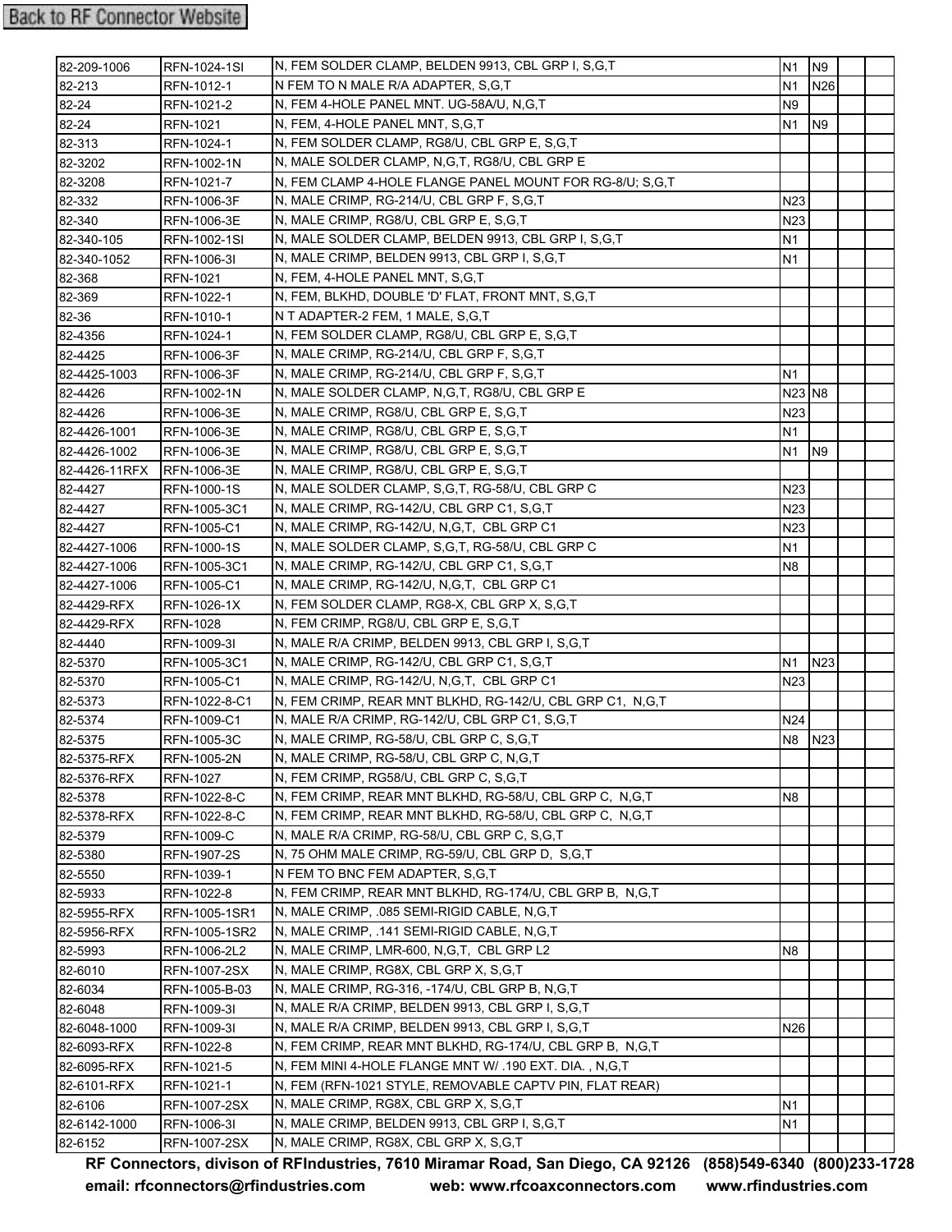Back to RF Connector Website

| | | | | | | |
|---|---|---|---|---|---|---|
| 82-209-1006 | RFN-1024-1SI | N, FEM SOLDER CLAMP, BELDEN 9913, CBL GRP I, S,G,T | N1 | N9 | | |
| 82-213 | RFN-1012-1 | N FEM TO N MALE R/A ADAPTER, S,G,T | N1 | N26 | | |
| 82-24 | RFN-1021-2 | N, FEM 4-HOLE PANEL MNT. UG-58A/U, N,G,T | N9 | | | |
| 82-24 | RFN-1021 | N, FEM, 4-HOLE PANEL MNT, S,G,T | N1 | N9 | | |
| 82-313 | RFN-1024-1 | N, FEM SOLDER CLAMP, RG8/U, CBL GRP E, S,G,T | | | | |
| 82-3202 | RFN-1002-1N | N, MALE SOLDER CLAMP, N,G,T, RG8/U, CBL GRP E | | | | |
| 82-3208 | RFN-1021-7 | N, FEM CLAMP 4-HOLE FLANGE PANEL MOUNT FOR RG-8/U; S,G,T | | | | |
| 82-332 | RFN-1006-3F | N, MALE CRIMP, RG-214/U, CBL GRP F, S,G,T | N23 | | | |
| 82-340 | RFN-1006-3E | N, MALE CRIMP, RG8/U, CBL GRP E, S,G,T | N23 | | | |
| 82-340-105 | RFN-1002-1SI | N, MALE SOLDER CLAMP, BELDEN 9913, CBL GRP I, S,G,T | N1 | | | |
| 82-340-1052 | RFN-1006-3I | N, MALE CRIMP, BELDEN 9913, CBL GRP I, S,G,T | N1 | | | |
| 82-368 | RFN-1021 | N, FEM, 4-HOLE PANEL MNT, S,G,T | | | | |
| 82-369 | RFN-1022-1 | N, FEM, BLKHD, DOUBLE 'D' FLAT, FRONT MNT, S,G,T | | | | |
| 82-36 | RFN-1010-1 | N T ADAPTER-2 FEM, 1 MALE, S,G,T | | | | |
| 82-4356 | RFN-1024-1 | N, FEM SOLDER CLAMP, RG8/U, CBL GRP E, S,G,T | | | | |
| 82-4425 | RFN-1006-3F | N, MALE CRIMP, RG-214/U, CBL GRP F, S,G,T | | | | |
| 82-4425-1003 | RFN-1006-3F | N, MALE CRIMP, RG-214/U, CBL GRP F, S,G,T | N1 | | | |
| 82-4426 | RFN-1002-1N | N, MALE SOLDER CLAMP, N,G,T, RG8/U, CBL GRP E | N23 | N8 | | |
| 82-4426 | RFN-1006-3E | N, MALE CRIMP, RG8/U, CBL GRP E, S,G,T | N23 | | | |
| 82-4426-1001 | RFN-1006-3E | N, MALE CRIMP, RG8/U, CBL GRP E, S,G,T | N1 | | | |
| 82-4426-1002 | RFN-1006-3E | N, MALE CRIMP, RG8/U, CBL GRP E, S,G,T | N1 | N9 | | |
| 82-4426-11RFX | RFN-1006-3E | N, MALE CRIMP, RG8/U, CBL GRP E, S,G,T | | | | |
| 82-4427 | RFN-1000-1S | N, MALE SOLDER CLAMP, S,G,T, RG-58/U, CBL GRP C | N23 | | | |
| 82-4427 | RFN-1005-3C1 | N, MALE CRIMP, RG-142/U, CBL GRP C1, S,G,T | N23 | | | |
| 82-4427 | RFN-1005-C1 | N, MALE CRIMP, RG-142/U, N,G,T, CBL GRP C1 | N23 | | | |
| 82-4427-1006 | RFN-1000-1S | N, MALE SOLDER CLAMP, S,G,T, RG-58/U, CBL GRP C | N1 | | | |
| 82-4427-1006 | RFN-1005-3C1 | N, MALE CRIMP, RG-142/U, CBL GRP C1, S,G,T | N8 | | | |
| 82-4427-1006 | RFN-1005-C1 | N, MALE CRIMP, RG-142/U, N,G,T, CBL GRP C1 | | | | |
| 82-4429-RFX | RFN-1026-1X | N, FEM SOLDER CLAMP, RG8-X, CBL GRP X, S,G,T | | | | |
| 82-4429-RFX | RFN-1028 | N, FEM CRIMP, RG8/U, CBL GRP E, S,G,T | | | | |
| 82-4440 | RFN-1009-3I | N, MALE R/A CRIMP, BELDEN 9913, CBL GRP I, S,G,T | | | | |
| 82-5370 | RFN-1005-3C1 | N, MALE CRIMP, RG-142/U, CBL GRP C1, S,G,T | N1 | N23 | | |
| 82-5370 | RFN-1005-C1 | N, MALE CRIMP, RG-142/U, N,G,T, CBL GRP C1 | N23 | | | |
| 82-5373 | RFN-1022-8-C1 | N, FEM CRIMP, REAR MNT BLKHD, RG-142/U, CBL GRP C1, N,G,T | | | | |
| 82-5374 | RFN-1009-C1 | N, MALE R/A CRIMP, RG-142/U, CBL GRP C1, S,G,T | N24 | | | |
| 82-5375 | RFN-1005-3C | N, MALE CRIMP, RG-58/U, CBL GRP C, S,G,T | N8 | N23 | | |
| 82-5375-RFX | RFN-1005-2N | N, MALE CRIMP, RG-58/U, CBL GRP C, N,G,T | | | | |
| 82-5376-RFX | RFN-1027 | N, FEM CRIMP, RG58/U, CBL GRP C, S,G,T | | | | |
| 82-5378 | RFN-1022-8-C | N, FEM CRIMP, REAR MNT BLKHD, RG-58/U, CBL GRP C, N,G,T | N8 | | | |
| 82-5378-RFX | RFN-1022-8-C | N, FEM CRIMP, REAR MNT BLKHD, RG-58/U, CBL GRP C, N,G,T | | | | |
| 82-5379 | RFN-1009-C | N, MALE R/A CRIMP, RG-58/U, CBL GRP C, S,G,T | | | | |
| 82-5380 | RFN-1907-2S | N, 75 OHM MALE CRIMP, RG-59/U, CBL GRP D, S,G,T | | | | |
| 82-5550 | RFN-1039-1 | N FEM TO BNC FEM ADAPTER, S,G,T | | | | |
| 82-5933 | RFN-1022-8 | N, FEM CRIMP, REAR MNT BLKHD, RG-174/U, CBL GRP B, N,G,T | | | | |
| 82-5955-RFX | RFN-1005-1SR1 | N, MALE CRIMP, .085 SEMI-RIGID CABLE, N,G,T | | | | |
| 82-5956-RFX | RFN-1005-1SR2 | N, MALE CRIMP, .141 SEMI-RIGID CABLE, N,G,T | | | | |
| 82-5993 | RFN-1006-2L2 | N, MALE CRIMP, LMR-600, N,G,T, CBL GRP L2 | N8 | | | |
| 82-6010 | RFN-1007-2SX | N, MALE CRIMP, RG8X, CBL GRP X, S,G,T | | | | |
| 82-6034 | RFN-1005-B-03 | N, MALE CRIMP, RG-316, -174/U, CBL GRP B, N,G,T | | | | |
| 82-6048 | RFN-1009-3I | N, MALE R/A CRIMP, BELDEN 9913, CBL GRP I, S,G,T | | | | |
| 82-6048-1000 | RFN-1009-3I | N, MALE R/A CRIMP, BELDEN 9913, CBL GRP I, S,G,T | N26 | | | |
| 82-6093-RFX | RFN-1022-8 | N, FEM CRIMP, REAR MNT BLKHD, RG-174/U, CBL GRP B, N,G,T | | | | |
| 82-6095-RFX | RFN-1021-5 | N, FEM MINI 4-HOLE FLANGE MNT W/ .190 EXT. DIA. , N,G,T | | | | |
| 82-6101-RFX | RFN-1021-1 | N, FEM (RFN-1021 STYLE, REMOVABLE CAPTV PIN, FLAT REAR) | | | | |
| 82-6106 | RFN-1007-2SX | N, MALE CRIMP, RG8X, CBL GRP X, S,G,T | N1 | | | |
| 82-6142-1000 | RFN-1006-3I | N, MALE CRIMP, BELDEN 9913, CBL GRP I, S,G,T | N1 | | | |
| 82-6152 | RFN-1007-2SX | N, MALE CRIMP, RG8X, CBL GRP X, S,G,T | | | | |

**RF Connectors, divison of RFIndustries, 7610 Miramar Road, San Diego, CA 92126 (858)549-6340 (800)233-1728**
**email: rfconnectors@rfindustries.com web: www.rfcoaxconnectors.com www.rfindustries.com**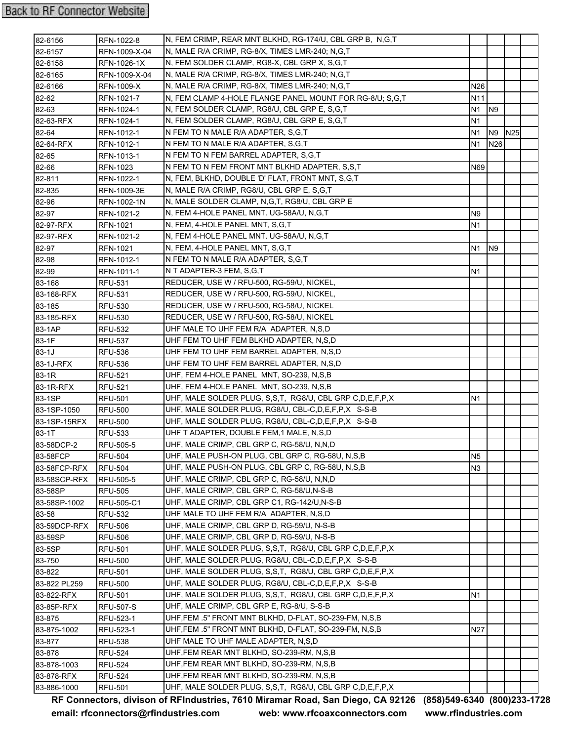Back to RF Connector Website

| | | | | | | |
|---|---|---|---|---|---|---|
| 82-6156 | RFN-1022-8 | N, FEM CRIMP, REAR MNT BLKHD, RG-174/U, CBL GRP B, N,G,T | | | | |
| 82-6157 | RFN-1009-X-04 | N, MALE R/A CRIMP, RG-8/X, TIMES LMR-240; N,G,T | | | | |
| 82-6158 | RFN-1026-1X | N, FEM SOLDER CLAMP, RG8-X, CBL GRP X, S,G,T | | | | |
| 82-6165 | RFN-1009-X-04 | N, MALE R/A CRIMP, RG-8/X, TIMES LMR-240; N,G,T | | | | |
| 82-6166 | RFN-1009-X | N, MALE R/A CRIMP, RG-8/X, TIMES LMR-240; N,G,T | N26 | | | |
| 82-62 | RFN-1021-7 | N, FEM CLAMP 4-HOLE FLANGE PANEL MOUNT FOR RG-8/U; S,G,T | N11 | | | |
| 82-63 | RFN-1024-1 | N, FEM SOLDER CLAMP, RG8/U, CBL GRP E, S,G,T | N1 | N9 | | |
| 82-63-RFX | RFN-1024-1 | N, FEM SOLDER CLAMP, RG8/U, CBL GRP E, S,G,T | N1 | | | |
| 82-64 | RFN-1012-1 | N FEM TO N MALE R/A ADAPTER, S,G,T | N1 | N9 | N25 | |
| 82-64-RFX | RFN-1012-1 | N FEM TO N MALE R/A ADAPTER, S,G,T | N1 | N26 | | |
| 82-65 | RFN-1013-1 | N FEM TO N FEM BARREL ADAPTER, S,G,T | | | | |
| 82-66 | RFN-1023 | N FEM TO N FEM FRONT MNT BLKHD ADAPTER, S,S,T | N69 | | | |
| 82-811 | RFN-1022-1 | N, FEM, BLKHD, DOUBLE 'D' FLAT, FRONT MNT, S,G,T | | | | |
| 82-835 | RFN-1009-3E | N, MALE R/A CRIMP, RG8/U, CBL GRP E, S,G,T | | | | |
| 82-96 | RFN-1002-1N | N, MALE SOLDER CLAMP, N,G,T, RG8/U, CBL GRP E | | | | |
| 82-97 | RFN-1021-2 | N, FEM 4-HOLE PANEL MNT. UG-58A/U, N,G,T | N9 | | | |
| 82-97-RFX | RFN-1021 | N, FEM, 4-HOLE PANEL MNT, S,G,T | N1 | | | |
| 82-97-RFX | RFN-1021-2 | N, FEM 4-HOLE PANEL MNT. UG-58A/U, N,G,T | | | | |
| 82-97 | RFN-1021 | N, FEM, 4-HOLE PANEL MNT, S,G,T | N1 | N9 | | |
| 82-98 | RFN-1012-1 | N FEM TO N MALE R/A ADAPTER, S,G,T | | | | |
| 82-99 | RFN-1011-1 | N T ADAPTER-3 FEM, S,G,T | N1 | | | |
| 83-168 | RFU-531 | REDUCER, USE W / RFU-500, RG-59/U, NICKEL, | | | | |
| 83-168-RFX | RFU-531 | REDUCER, USE W / RFU-500, RG-59/U, NICKEL, | | | | |
| 83-185 | RFU-530 | REDUCER, USE W / RFU-500, RG-58/U, NICKEL | | | | |
| 83-185-RFX | RFU-530 | REDUCER, USE W / RFU-500, RG-58/U, NICKEL | | | | |
| 83-1AP | RFU-532 | UHF MALE TO UHF FEM R/A ADAPTER, N,S,D | | | | |
| 83-1F | RFU-537 | UHF FEM TO UHF FEM BLKHD ADAPTER, N,S,D | | | | |
| 83-1J | RFU-536 | UHF FEM TO UHF FEM BARREL ADAPTER, N,S,D | | | | |
| 83-1J-RFX | RFU-536 | UHF FEM TO UHF FEM BARREL ADAPTER, N,S,D | | | | |
| 83-1R | RFU-521 | UHF, FEM 4-HOLE PANEL MNT, SO-239, N,S,B | | | | |
| 83-1R-RFX | RFU-521 | UHF, FEM 4-HOLE PANEL MNT, SO-239, N,S,B | | | | |
| 83-1SP | RFU-501 | UHF, MALE SOLDER PLUG, S,S,T, RG8/U, CBL GRP C,D,E,F,P,X | N1 | | | |
| 83-1SP-1050 | RFU-500 | UHF, MALE SOLDER PLUG, RG8/U, CBL-C,D,E,F,P,X S-S-B | | | | |
| 83-1SP-15RFX | RFU-500 | UHF, MALE SOLDER PLUG, RG8/U, CBL-C,D,E,F,P,X S-S-B | | | | |
| 83-1T | RFU-533 | UHF T ADAPTER, DOUBLE FEM,1 MALE, N,S,D | | | | |
| 83-58DCP-2 | RFU-505-5 | UHF, MALE CRIMP, CBL GRP C, RG-58/U, N,N,D | | | | |
| 83-58FCP | RFU-504 | UHF, MALE PUSH-ON PLUG, CBL GRP C, RG-58U, N,S,B | N5 | | | |
| 83-58FCP-RFX | RFU-504 | UHF, MALE PUSH-ON PLUG, CBL GRP C, RG-58U, N,S,B | N3 | | | |
| 83-58SCP-RFX | RFU-505-5 | UHF, MALE CRIMP, CBL GRP C, RG-58/U, N,N,D | | | | |
| 83-58SP | RFU-505 | UHF, MALE CRIMP, CBL GRP C, RG-58/U,N-S-B | | | | |
| 83-58SP-1002 | RFU-505-C1 | UHF, MALE CRIMP, CBL GRP C1, RG-142/U,N-S-B | | | | |
| 83-58 | RFU-532 | UHF MALE TO UHF FEM R/A ADAPTER, N,S,D | | | | |
| 83-59DCP-RFX | RFU-506 | UHF, MALE CRIMP, CBL GRP D, RG-59/U, N-S-B | | | | |
| 83-59SP | RFU-506 | UHF, MALE CRIMP, CBL GRP D, RG-59/U, N-S-B | | | | |
| 83-5SP | RFU-501 | UHF, MALE SOLDER PLUG, S,S,T, RG8/U, CBL GRP C,D,E,F,P,X | | | | |
| 83-750 | RFU-500 | UHF, MALE SOLDER PLUG, RG8/U, CBL-C,D,E,F,P,X S-S-B | | | | |
| 83-822 | RFU-501 | UHF, MALE SOLDER PLUG, S,S,T, RG8/U, CBL GRP C,D,E,F,P,X | | | | |
| 83-822 PL259 | RFU-500 | UHF, MALE SOLDER PLUG, RG8/U, CBL-C,D,E,F,P,X S-S-B | | | | |
| 83-822-RFX | RFU-501 | UHF, MALE SOLDER PLUG, S,S,T, RG8/U, CBL GRP C,D,E,F,P,X | N1 | | | |
| 83-85P-RFX | RFU-507-S | UHF, MALE CRIMP, CBL GRP E, RG-8/U, S-S-B | | | | |
| 83-875 | RFU-523-1 | UHF,FEM .5" FRONT MNT BLKHD, D-FLAT, SO-239-FM, N,S,B | | | | |
| 83-875-1002 | RFU-523-1 | UHF,FEM .5" FRONT MNT BLKHD, D-FLAT, SO-239-FM, N,S,B | N27 | | | |
| 83-877 | RFU-538 | UHF MALE TO UHF MALE ADAPTER, N,S,D | | | | |
| 83-878 | RFU-524 | UHF,FEM REAR MNT BLKHD, SO-239-RM, N,S,B | | | | |
| 83-878-1003 | RFU-524 | UHF,FEM REAR MNT BLKHD, SO-239-RM, N,S,B | | | | |
| 83-878-RFX | RFU-524 | UHF,FEM REAR MNT BLKHD, SO-239-RM, N,S,B | | | | |
| 83-886-1000 | RFU-501 | UHF, MALE SOLDER PLUG, S,S,T, RG8/U, CBL GRP C,D,E,F,P,X | | | | |

**RF Connectors, divison of RFIndustries, 7610 Miramar Road, San Diego, CA 92126 (858)549-6340 (800)233-1728**
**email: rfconnectors@rfindustries.com web: www.rfcoaxconnectors.com www.rfindustries.com**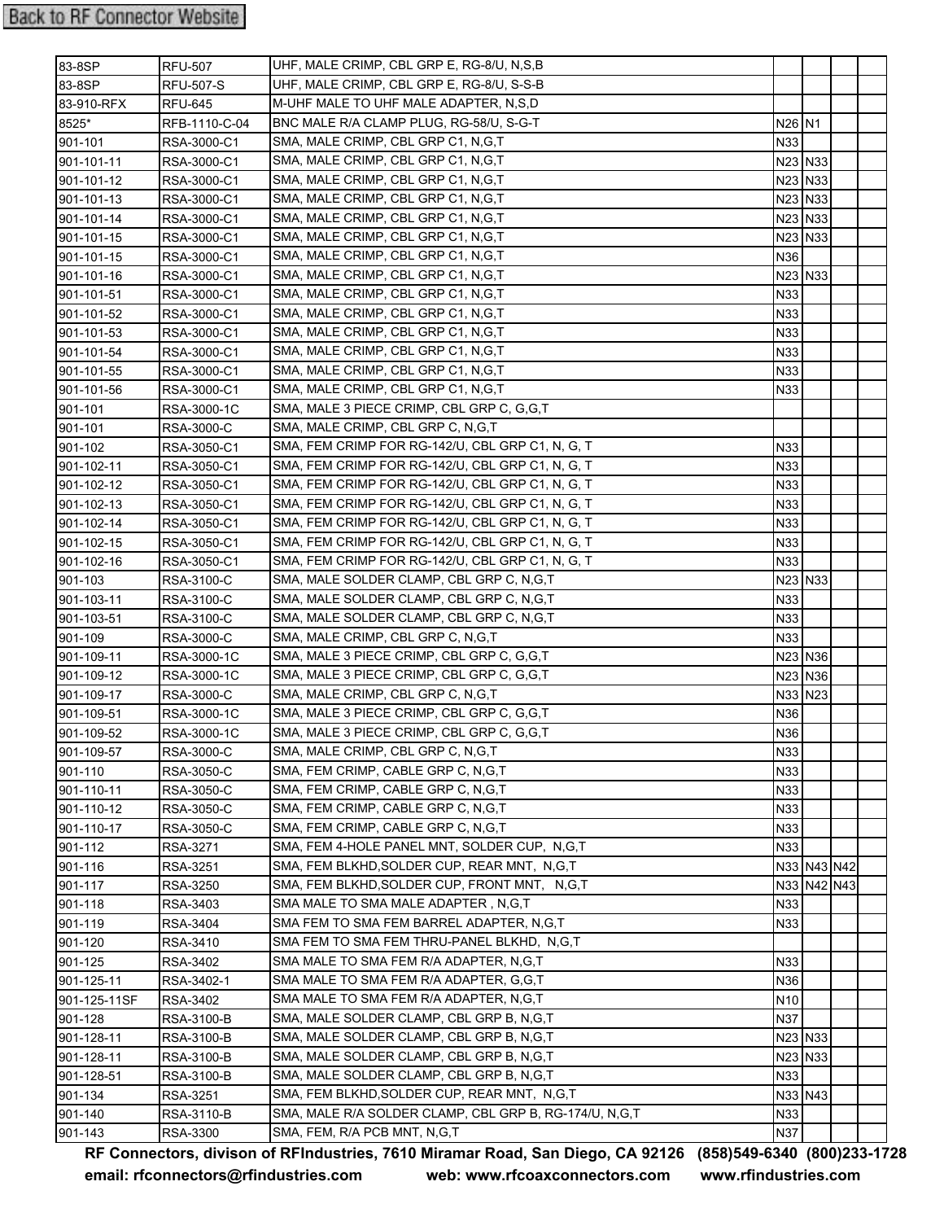Back to RF Connector Website

| | | | | | | |
|---|---|---|---|---|---|---|
| 83-8SP | RFU-507 | UHF, MALE CRIMP, CBL GRP E, RG-8/U, N,S,B | | | | |
| 83-8SP | RFU-507-S | UHF, MALE CRIMP, CBL GRP E, RG-8/U, S-S-B | | | | |
| 83-910-RFX | RFU-645 | M-UHF MALE TO UHF MALE ADAPTER, N,S,D | | | | |
| 8525* | RFB-1110-C-04 | BNC MALE R/A CLAMP PLUG, RG-58/U, S-G-T | N26 | N1 | | |
| 901-101 | RSA-3000-C1 | SMA, MALE CRIMP, CBL GRP C1, N,G,T | N33 | | | |
| 901-101-11 | RSA-3000-C1 | SMA, MALE CRIMP, CBL GRP C1, N,G,T | N23 | N33 | | |
| 901-101-12 | RSA-3000-C1 | SMA, MALE CRIMP, CBL GRP C1, N,G,T | N23 | N33 | | |
| 901-101-13 | RSA-3000-C1 | SMA, MALE CRIMP, CBL GRP C1, N,G,T | N23 | N33 | | |
| 901-101-14 | RSA-3000-C1 | SMA, MALE CRIMP, CBL GRP C1, N,G,T | N23 | N33 | | |
| 901-101-15 | RSA-3000-C1 | SMA, MALE CRIMP, CBL GRP C1, N,G,T | N23 | N33 | | |
| 901-101-15 | RSA-3000-C1 | SMA, MALE CRIMP, CBL GRP C1, N,G,T | N36 | | | |
| 901-101-16 | RSA-3000-C1 | SMA, MALE CRIMP, CBL GRP C1, N,G,T | N23 | N33 | | |
| 901-101-51 | RSA-3000-C1 | SMA, MALE CRIMP, CBL GRP C1, N,G,T | N33 | | | |
| 901-101-52 | RSA-3000-C1 | SMA, MALE CRIMP, CBL GRP C1, N,G,T | N33 | | | |
| 901-101-53 | RSA-3000-C1 | SMA, MALE CRIMP, CBL GRP C1, N,G,T | N33 | | | |
| 901-101-54 | RSA-3000-C1 | SMA, MALE CRIMP, CBL GRP C1, N,G,T | N33 | | | |
| 901-101-55 | RSA-3000-C1 | SMA, MALE CRIMP, CBL GRP C1, N,G,T | N33 | | | |
| 901-101-56 | RSA-3000-C1 | SMA, MALE CRIMP, CBL GRP C1, N,G,T | N33 | | | |
| 901-101 | RSA-3000-1C | SMA, MALE 3 PIECE CRIMP, CBL GRP C, G,G,T | | | | |
| 901-101 | RSA-3000-C | SMA, MALE CRIMP, CBL GRP C, N,G,T | | | | |
| 901-102 | RSA-3050-C1 | SMA, FEM CRIMP FOR RG-142/U, CBL GRP C1, N, G, T | N33 | | | |
| 901-102-11 | RSA-3050-C1 | SMA, FEM CRIMP FOR RG-142/U, CBL GRP C1, N, G, T | N33 | | | |
| 901-102-12 | RSA-3050-C1 | SMA, FEM CRIMP FOR RG-142/U, CBL GRP C1, N, G, T | N33 | | | |
| 901-102-13 | RSA-3050-C1 | SMA, FEM CRIMP FOR RG-142/U, CBL GRP C1, N, G, T | N33 | | | |
| 901-102-14 | RSA-3050-C1 | SMA, FEM CRIMP FOR RG-142/U, CBL GRP C1, N, G, T | N33 | | | |
| 901-102-15 | RSA-3050-C1 | SMA, FEM CRIMP FOR RG-142/U, CBL GRP C1, N, G, T | N33 | | | |
| 901-102-16 | RSA-3050-C1 | SMA, FEM CRIMP FOR RG-142/U, CBL GRP C1, N, G, T | N33 | | | |
| 901-103 | RSA-3100-C | SMA, MALE SOLDER CLAMP, CBL GRP C, N,G,T | N23 | N33 | | |
| 901-103-11 | RSA-3100-C | SMA, MALE SOLDER CLAMP, CBL GRP C, N,G,T | N33 | | | |
| 901-103-51 | RSA-3100-C | SMA, MALE SOLDER CLAMP, CBL GRP C, N,G,T | N33 | | | |
| 901-109 | RSA-3000-C | SMA, MALE CRIMP, CBL GRP C, N,G,T | N33 | | | |
| 901-109-11 | RSA-3000-1C | SMA, MALE 3 PIECE CRIMP, CBL GRP C, G,G,T | N23 | N36 | | |
| 901-109-12 | RSA-3000-1C | SMA, MALE 3 PIECE CRIMP, CBL GRP C, G,G,T | N23 | N36 | | |
| 901-109-17 | RSA-3000-C | SMA, MALE CRIMP, CBL GRP C, N,G,T | N33 | N23 | | |
| 901-109-51 | RSA-3000-1C | SMA, MALE 3 PIECE CRIMP, CBL GRP C, G,G,T | N36 | | | |
| 901-109-52 | RSA-3000-1C | SMA, MALE 3 PIECE CRIMP, CBL GRP C, G,G,T | N36 | | | |
| 901-109-57 | RSA-3000-C | SMA, MALE CRIMP, CBL GRP C, N,G,T | N33 | | | |
| 901-110 | RSA-3050-C | SMA, FEM CRIMP, CABLE GRP C, N,G,T | N33 | | | |
| 901-110-11 | RSA-3050-C | SMA, FEM CRIMP, CABLE GRP C, N,G,T | N33 | | | |
| 901-110-12 | RSA-3050-C | SMA, FEM CRIMP, CABLE GRP C, N,G,T | N33 | | | |
| 901-110-17 | RSA-3050-C | SMA, FEM CRIMP, CABLE GRP C, N,G,T | N33 | | | |
| 901-112 | RSA-3271 | SMA, FEM 4-HOLE PANEL MNT, SOLDER CUP, N,G,T | N33 | | | |
| 901-116 | RSA-3251 | SMA, FEM BLKHD,SOLDER CUP, REAR MNT, N,G,T | N33 | N43 | N42 | |
| 901-117 | RSA-3250 | SMA, FEM BLKHD,SOLDER CUP, FRONT MNT, N,G,T | N33 | N42 | N43 | |
| 901-118 | RSA-3403 | SMA MALE TO SMA MALE ADAPTER , N,G,T | N33 | | | |
| 901-119 | RSA-3404 | SMA FEM TO SMA FEM BARREL ADAPTER, N,G,T | N33 | | | |
| 901-120 | RSA-3410 | SMA FEM TO SMA FEM THRU-PANEL BLKHD, N,G,T | | | | |
| 901-125 | RSA-3402 | SMA MALE TO SMA FEM R/A ADAPTER, N,G,T | N33 | | | |
| 901-125-11 | RSA-3402-1 | SMA MALE TO SMA FEM R/A ADAPTER, G,G,T | N36 | | | |
| 901-125-11SF | RSA-3402 | SMA MALE TO SMA FEM R/A ADAPTER, N,G,T | N10 | | | |
| 901-128 | RSA-3100-B | SMA, MALE SOLDER CLAMP, CBL GRP B, N,G,T | N37 | | | |
| 901-128-11 | RSA-3100-B | SMA, MALE SOLDER CLAMP, CBL GRP B, N,G,T | N23 | N33 | | |
| 901-128-11 | RSA-3100-B | SMA, MALE SOLDER CLAMP, CBL GRP B, N,G,T | N23 | N33 | | |
| 901-128-51 | RSA-3100-B | SMA, MALE SOLDER CLAMP, CBL GRP B, N,G,T | N33 | | | |
| 901-134 | RSA-3251 | SMA, FEM BLKHD,SOLDER CUP, REAR MNT, N,G,T | N33 | N43 | | |
| 901-140 | RSA-3110-B | SMA, MALE R/A SOLDER CLAMP, CBL GRP B, RG-174/U, N,G,T | N33 | | | |
| 901-143 | RSA-3300 | SMA, FEM, R/A PCB MNT, N,G,T | N37 | | | |

**RF Connectors, divison of RFIndustries, 7610 Miramar Road, San Diego, CA 92126 (858)549-6340 (800)233-1728**
**email: rfconnectors@rfindustries.com web: www.rfcoaxconnectors.com www.rfindustries.com**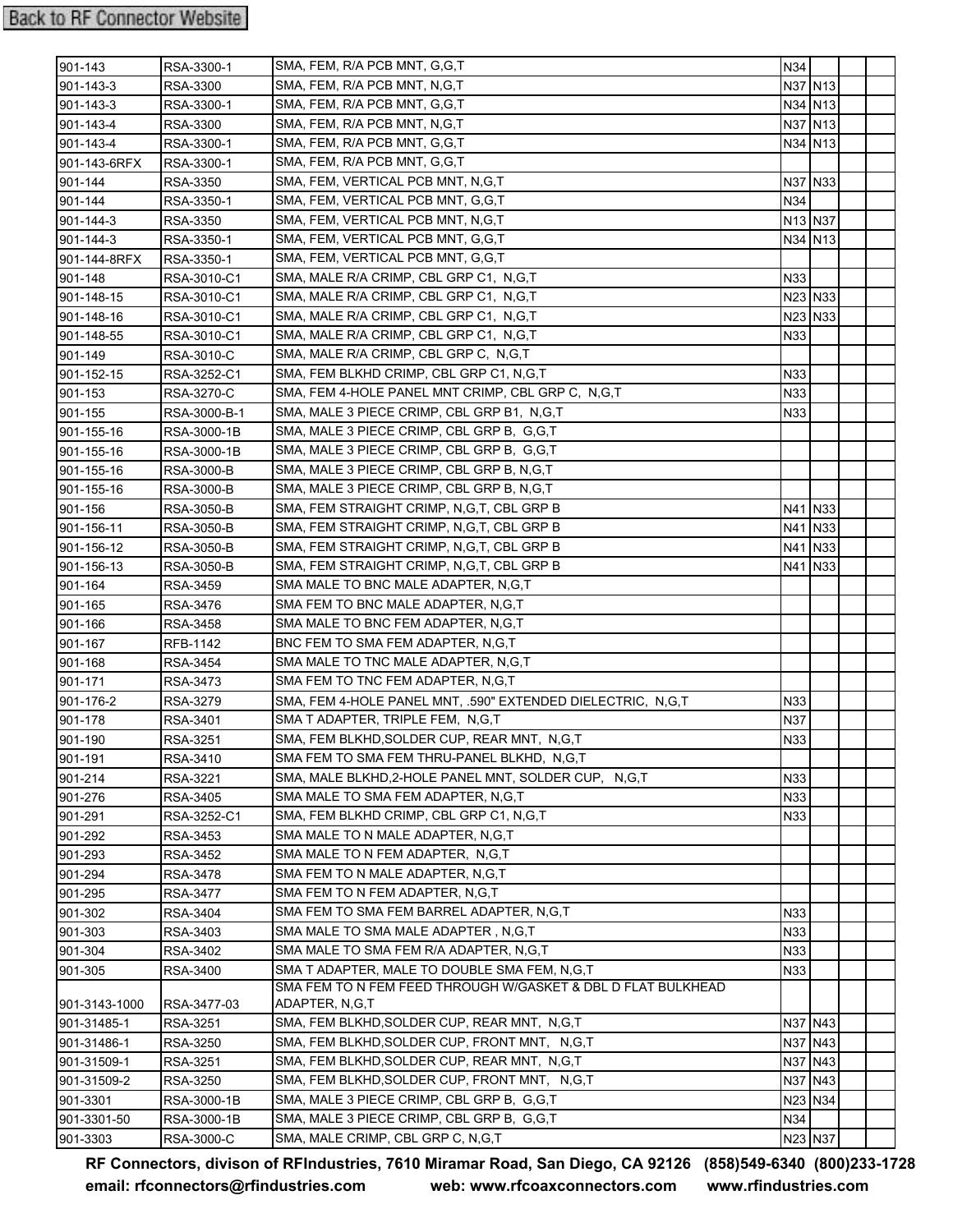Back to RF Connector Website

| | | | | | | |
|---|---|---|---|---|---|---|
| 901-143 | RSA-3300-1 | SMA, FEM, R/A PCB MNT, G,G,T | N34 | | | |
| 901-143-3 | RSA-3300 | SMA, FEM, R/A PCB MNT, N,G,T | N37 | N13 | | |
| 901-143-3 | RSA-3300-1 | SMA, FEM, R/A PCB MNT, G,G,T | N34 | N13 | | |
| 901-143-4 | RSA-3300 | SMA, FEM, R/A PCB MNT, N,G,T | N37 | N13 | | |
| 901-143-4 | RSA-3300-1 | SMA, FEM, R/A PCB MNT, G,G,T | N34 | N13 | | |
| 901-143-6RFX | RSA-3300-1 | SMA, FEM, R/A PCB MNT, G,G,T | | | | |
| 901-144 | RSA-3350 | SMA, FEM, VERTICAL PCB MNT, N,G,T | N37 | N33 | | |
| 901-144 | RSA-3350-1 | SMA, FEM, VERTICAL PCB MNT, G,G,T | N34 | | | |
| 901-144-3 | RSA-3350 | SMA, FEM, VERTICAL PCB MNT, N,G,T | N13 | N37 | | |
| 901-144-3 | RSA-3350-1 | SMA, FEM, VERTICAL PCB MNT, G,G,T | N34 | N13 | | |
| 901-144-8RFX | RSA-3350-1 | SMA, FEM, VERTICAL PCB MNT, G,G,T | | | | |
| 901-148 | RSA-3010-C1 | SMA, MALE R/A CRIMP, CBL GRP C1, N,G,T | N33 | | | |
| 901-148-15 | RSA-3010-C1 | SMA, MALE R/A CRIMP, CBL GRP C1, N,G,T | N23 | N33 | | |
| 901-148-16 | RSA-3010-C1 | SMA, MALE R/A CRIMP, CBL GRP C1, N,G,T | N23 | N33 | | |
| 901-148-55 | RSA-3010-C1 | SMA, MALE R/A CRIMP, CBL GRP C1, N,G,T | N33 | | | |
| 901-149 | RSA-3010-C | SMA, MALE R/A CRIMP, CBL GRP C, N,G,T | | | | |
| 901-152-15 | RSA-3252-C1 | SMA, FEM BLKHD CRIMP, CBL GRP C1, N,G,T | N33 | | | |
| 901-153 | RSA-3270-C | SMA, FEM 4-HOLE PANEL MNT CRIMP, CBL GRP C, N,G,T | N33 | | | |
| 901-155 | RSA-3000-B-1 | SMA, MALE 3 PIECE CRIMP, CBL GRP B1, N,G,T | N33 | | | |
| 901-155-16 | RSA-3000-1B | SMA, MALE 3 PIECE CRIMP, CBL GRP B, G,G,T | | | | |
| 901-155-16 | RSA-3000-1B | SMA, MALE 3 PIECE CRIMP, CBL GRP B, G,G,T | | | | |
| 901-155-16 | RSA-3000-B | SMA, MALE 3 PIECE CRIMP, CBL GRP B, N,G,T | | | | |
| 901-155-16 | RSA-3000-B | SMA, MALE 3 PIECE CRIMP, CBL GRP B, N,G,T | | | | |
| 901-156 | RSA-3050-B | SMA, FEM STRAIGHT CRIMP, N,G,T, CBL GRP B | N41 | N33 | | |
| 901-156-11 | RSA-3050-B | SMA, FEM STRAIGHT CRIMP, N,G,T, CBL GRP B | N41 | N33 | | |
| 901-156-12 | RSA-3050-B | SMA, FEM STRAIGHT CRIMP, N,G,T, CBL GRP B | N41 | N33 | | |
| 901-156-13 | RSA-3050-B | SMA, FEM STRAIGHT CRIMP, N,G,T, CBL GRP B | N41 | N33 | | |
| 901-164 | RSA-3459 | SMA MALE TO BNC MALE ADAPTER, N,G,T | | | | |
| 901-165 | RSA-3476 | SMA FEM TO BNC MALE ADAPTER, N,G,T | | | | |
| 901-166 | RSA-3458 | SMA MALE TO BNC FEM ADAPTER, N,G,T | | | | |
| 901-167 | RFB-1142 | BNC FEM TO SMA FEM ADAPTER, N,G,T | | | | |
| 901-168 | RSA-3454 | SMA MALE TO TNC MALE ADAPTER, N,G,T | | | | |
| 901-171 | RSA-3473 | SMA FEM TO TNC FEM ADAPTER, N,G,T | | | | |
| 901-176-2 | RSA-3279 | SMA, FEM 4-HOLE PANEL MNT, .590" EXTENDED DIELECTRIC, N,G,T | N33 | | | |
| 901-178 | RSA-3401 | SMA T ADAPTER, TRIPLE FEM, N,G,T | N37 | | | |
| 901-190 | RSA-3251 | SMA, FEM BLKHD,SOLDER CUP, REAR MNT, N,G,T | N33 | | | |
| 901-191 | RSA-3410 | SMA FEM TO SMA FEM THRU-PANEL BLKHD, N,G,T | | | | |
| 901-214 | RSA-3221 | SMA, MALE BLKHD,2-HOLE PANEL MNT, SOLDER CUP, N,G,T | N33 | | | |
| 901-276 | RSA-3405 | SMA MALE TO SMA FEM ADAPTER, N,G,T | N33 | | | |
| 901-291 | RSA-3252-C1 | SMA, FEM BLKHD CRIMP, CBL GRP C1, N,G,T | N33 | | | |
| 901-292 | RSA-3453 | SMA MALE TO N MALE ADAPTER, N,G,T | | | | |
| 901-293 | RSA-3452 | SMA MALE TO N FEM ADAPTER, N,G,T | | | | |
| 901-294 | RSA-3478 | SMA FEM TO N MALE ADAPTER, N,G,T | | | | |
| 901-295 | RSA-3477 | SMA FEM TO N FEM ADAPTER, N,G,T | | | | |
| 901-302 | RSA-3404 | SMA FEM TO SMA FEM BARREL ADAPTER, N,G,T | N33 | | | |
| 901-303 | RSA-3403 | SMA MALE TO SMA MALE ADAPTER , N,G,T | N33 | | | |
| 901-304 | RSA-3402 | SMA MALE TO SMA FEM R/A ADAPTER, N,G,T | N33 | | | |
| 901-305 | RSA-3400 | SMA T ADAPTER, MALE TO DOUBLE SMA FEM, N,G,T | N33 | | | |
| 901-3143-1000 | RSA-3477-03 | SMA FEM TO N FEM FEED THROUGH W/GASKET & DBL D FLAT BULKHEAD ADAPTER, N,G,T | | | | |
| 901-31485-1 | RSA-3251 | SMA, FEM BLKHD,SOLDER CUP, REAR MNT, N,G,T | N37 | N43 | | |
| 901-31486-1 | RSA-3250 | SMA, FEM BLKHD,SOLDER CUP, FRONT MNT, N,G,T | N37 | N43 | | |
| 901-31509-1 | RSA-3251 | SMA, FEM BLKHD,SOLDER CUP, REAR MNT, N,G,T | N37 | N43 | | |
| 901-31509-2 | RSA-3250 | SMA, FEM BLKHD,SOLDER CUP, FRONT MNT, N,G,T | N37 | N43 | | |
| 901-3301 | RSA-3000-1B | SMA, MALE 3 PIECE CRIMP, CBL GRP B, G,G,T | N23 | N34 | | |
| 901-3301-50 | RSA-3000-1B | SMA, MALE 3 PIECE CRIMP, CBL GRP B, G,G,T | N34 | | | |
| 901-3303 | RSA-3000-C | SMA, MALE CRIMP, CBL GRP C, N,G,T | N23 | N37 | | |

**RF Connectors, divison of RFIndustries, 7610 Miramar Road, San Diego, CA 92126 (858)549-6340 (800)233-1728**
**email: rfconnectors@rfindustries.com web: www.rfcoaxconnectors.com www.rfindustries.com**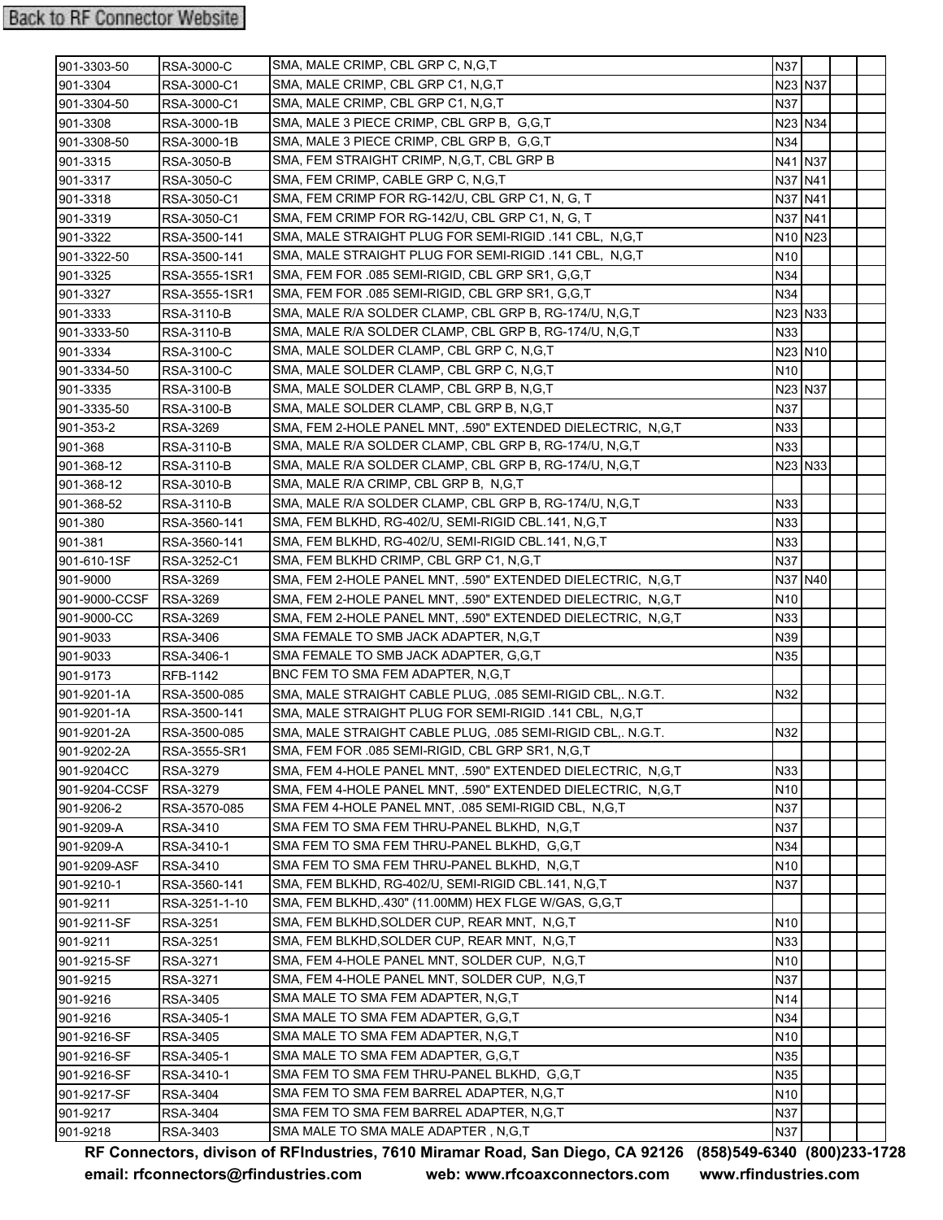Back to RF Connector Website

| | | | | | | |
|---|---|---|---|---|---|---|
| 901-3303-50 | RSA-3000-C | SMA, MALE CRIMP, CBL GRP C, N,G,T | N37 | | | |
| 901-3304 | RSA-3000-C1 | SMA, MALE CRIMP, CBL GRP C1, N,G,T | N23 | N37 | | |
| 901-3304-50 | RSA-3000-C1 | SMA, MALE CRIMP, CBL GRP C1, N,G,T | N37 | | | |
| 901-3308 | RSA-3000-1B | SMA, MALE 3 PIECE CRIMP, CBL GRP B, G,G,T | N23 | N34 | | |
| 901-3308-50 | RSA-3000-1B | SMA, MALE 3 PIECE CRIMP, CBL GRP B, G,G,T | N34 | | | |
| 901-3315 | RSA-3050-B | SMA, FEM STRAIGHT CRIMP, N,G,T, CBL GRP B | N41 | N37 | | |
| 901-3317 | RSA-3050-C | SMA, FEM CRIMP, CABLE GRP C, N,G,T | N37 | N41 | | |
| 901-3318 | RSA-3050-C1 | SMA, FEM CRIMP FOR RG-142/U, CBL GRP C1, N, G, T | N37 | N41 | | |
| 901-3319 | RSA-3050-C1 | SMA, FEM CRIMP FOR RG-142/U, CBL GRP C1, N, G, T | N37 | N41 | | |
| 901-3322 | RSA-3500-141 | SMA, MALE STRAIGHT PLUG FOR SEMI-RIGID .141 CBL, N,G,T | N10 | N23 | | |
| 901-3322-50 | RSA-3500-141 | SMA, MALE STRAIGHT PLUG FOR SEMI-RIGID .141 CBL, N,G,T | N10 | | | |
| 901-3325 | RSA-3555-1SR1 | SMA, FEM FOR .085 SEMI-RIGID, CBL GRP SR1, G,G,T | N34 | | | |
| 901-3327 | RSA-3555-1SR1 | SMA, FEM FOR .085 SEMI-RIGID, CBL GRP SR1, G,G,T | N34 | | | |
| 901-3333 | RSA-3110-B | SMA, MALE R/A SOLDER CLAMP, CBL GRP B, RG-174/U, N,G,T | N23 | N33 | | |
| 901-3333-50 | RSA-3110-B | SMA, MALE R/A SOLDER CLAMP, CBL GRP B, RG-174/U, N,G,T | N33 | | | |
| 901-3334 | RSA-3100-C | SMA, MALE SOLDER CLAMP, CBL GRP C, N,G,T | N23 | N10 | | |
| 901-3334-50 | RSA-3100-C | SMA, MALE SOLDER CLAMP, CBL GRP C, N,G,T | N10 | | | |
| 901-3335 | RSA-3100-B | SMA, MALE SOLDER CLAMP, CBL GRP B, N,G,T | N23 | N37 | | |
| 901-3335-50 | RSA-3100-B | SMA, MALE SOLDER CLAMP, CBL GRP B, N,G,T | N37 | | | |
| 901-353-2 | RSA-3269 | SMA, FEM 2-HOLE PANEL MNT, .590" EXTENDED DIELECTRIC, N,G,T | N33 | | | |
| 901-368 | RSA-3110-B | SMA, MALE R/A SOLDER CLAMP, CBL GRP B, RG-174/U, N,G,T | N33 | | | |
| 901-368-12 | RSA-3110-B | SMA, MALE R/A SOLDER CLAMP, CBL GRP B, RG-174/U, N,G,T | N23 | N33 | | |
| 901-368-12 | RSA-3010-B | SMA, MALE R/A CRIMP, CBL GRP B, N,G,T | | | | |
| 901-368-52 | RSA-3110-B | SMA, MALE R/A SOLDER CLAMP, CBL GRP B, RG-174/U, N,G,T | N33 | | | |
| 901-380 | RSA-3560-141 | SMA, FEM BLKHD, RG-402/U, SEMI-RIGID CBL.141, N,G,T | N33 | | | |
| 901-381 | RSA-3560-141 | SMA, FEM BLKHD, RG-402/U, SEMI-RIGID CBL.141, N,G,T | N33 | | | |
| 901-610-1SF | RSA-3252-C1 | SMA, FEM BLKHD CRIMP, CBL GRP C1, N,G,T | N37 | | | |
| 901-9000 | RSA-3269 | SMA, FEM 2-HOLE PANEL MNT, .590" EXTENDED DIELECTRIC, N,G,T | N37 | N40 | | |
| 901-9000-CCSF | RSA-3269 | SMA, FEM 2-HOLE PANEL MNT, .590" EXTENDED DIELECTRIC, N,G,T | N10 | | | |
| 901-9000-CC | RSA-3269 | SMA, FEM 2-HOLE PANEL MNT, .590" EXTENDED DIELECTRIC, N,G,T | N33 | | | |
| 901-9033 | RSA-3406 | SMA FEMALE TO SMB JACK ADAPTER, N,G,T | N39 | | | |
| 901-9033 | RSA-3406-1 | SMA FEMALE TO SMB JACK ADAPTER, G,G,T | N35 | | | |
| 901-9173 | RFB-1142 | BNC FEM TO SMA FEM ADAPTER, N,G,T | | | | |
| 901-9201-1A | RSA-3500-085 | SMA, MALE STRAIGHT CABLE PLUG, .085 SEMI-RIGID CBL,. N.G.T. | N32 | | | |
| 901-9201-1A | RSA-3500-141 | SMA, MALE STRAIGHT PLUG FOR SEMI-RIGID .141 CBL, N,G,T | | | | |
| 901-9201-2A | RSA-3500-085 | SMA, MALE STRAIGHT CABLE PLUG, .085 SEMI-RIGID CBL,. N.G.T. | N32 | | | |
| 901-9202-2A | RSA-3555-SR1 | SMA, FEM FOR .085 SEMI-RIGID, CBL GRP SR1, N,G,T | | | | |
| 901-9204CC | RSA-3279 | SMA, FEM 4-HOLE PANEL MNT, .590" EXTENDED DIELECTRIC, N,G,T | N33 | | | |
| 901-9204-CCSF | RSA-3279 | SMA, FEM 4-HOLE PANEL MNT, .590" EXTENDED DIELECTRIC, N,G,T | N10 | | | |
| 901-9206-2 | RSA-3570-085 | SMA FEM 4-HOLE PANEL MNT, .085 SEMI-RIGID CBL, N,G,T | N37 | | | |
| 901-9209-A | RSA-3410 | SMA FEM TO SMA FEM THRU-PANEL BLKHD, N,G,T | N37 | | | |
| 901-9209-A | RSA-3410-1 | SMA FEM TO SMA FEM THRU-PANEL BLKHD, G,G,T | N34 | | | |
| 901-9209-ASF | RSA-3410 | SMA FEM TO SMA FEM THRU-PANEL BLKHD, N,G,T | N10 | | | |
| 901-9210-1 | RSA-3560-141 | SMA, FEM BLKHD, RG-402/U, SEMI-RIGID CBL.141, N,G,T | N37 | | | |
| 901-9211 | RSA-3251-1-10 | SMA, FEM BLKHD,.430" (11.00MM) HEX FLGE W/GAS, G,G,T | | | | |
| 901-9211-SF | RSA-3251 | SMA, FEM BLKHD,SOLDER CUP, REAR MNT, N,G,T | N10 | | | |
| 901-9211 | RSA-3251 | SMA, FEM BLKHD,SOLDER CUP, REAR MNT, N,G,T | N33 | | | |
| 901-9215-SF | RSA-3271 | SMA, FEM 4-HOLE PANEL MNT, SOLDER CUP, N,G,T | N10 | | | |
| 901-9215 | RSA-3271 | SMA, FEM 4-HOLE PANEL MNT, SOLDER CUP, N,G,T | N37 | | | |
| 901-9216 | RSA-3405 | SMA MALE TO SMA FEM ADAPTER, N,G,T | N14 | | | |
| 901-9216 | RSA-3405-1 | SMA MALE TO SMA FEM ADAPTER, G,G,T | N34 | | | |
| 901-9216-SF | RSA-3405 | SMA MALE TO SMA FEM ADAPTER, N,G,T | N10 | | | |
| 901-9216-SF | RSA-3405-1 | SMA MALE TO SMA FEM ADAPTER, G,G,T | N35 | | | |
| 901-9216-SF | RSA-3410-1 | SMA FEM TO SMA FEM THRU-PANEL BLKHD, G,G,T | N35 | | | |
| 901-9217-SF | RSA-3404 | SMA FEM TO SMA FEM BARREL ADAPTER, N,G,T | N10 | | | |
| 901-9217 | RSA-3404 | SMA FEM TO SMA FEM BARREL ADAPTER, N,G,T | N37 | | | |
| 901-9218 | RSA-3403 | SMA MALE TO SMA MALE ADAPTER , N,G,T | N37 | | | |

**RF Connectors, divison of RFIndustries, 7610 Miramar Road, San Diego, CA 92126 (858)549-6340 (800)233-1728**
**email: rfconnectors@rfindustries.com web: www.rfcoaxconnectors.com www.rfindustries.com**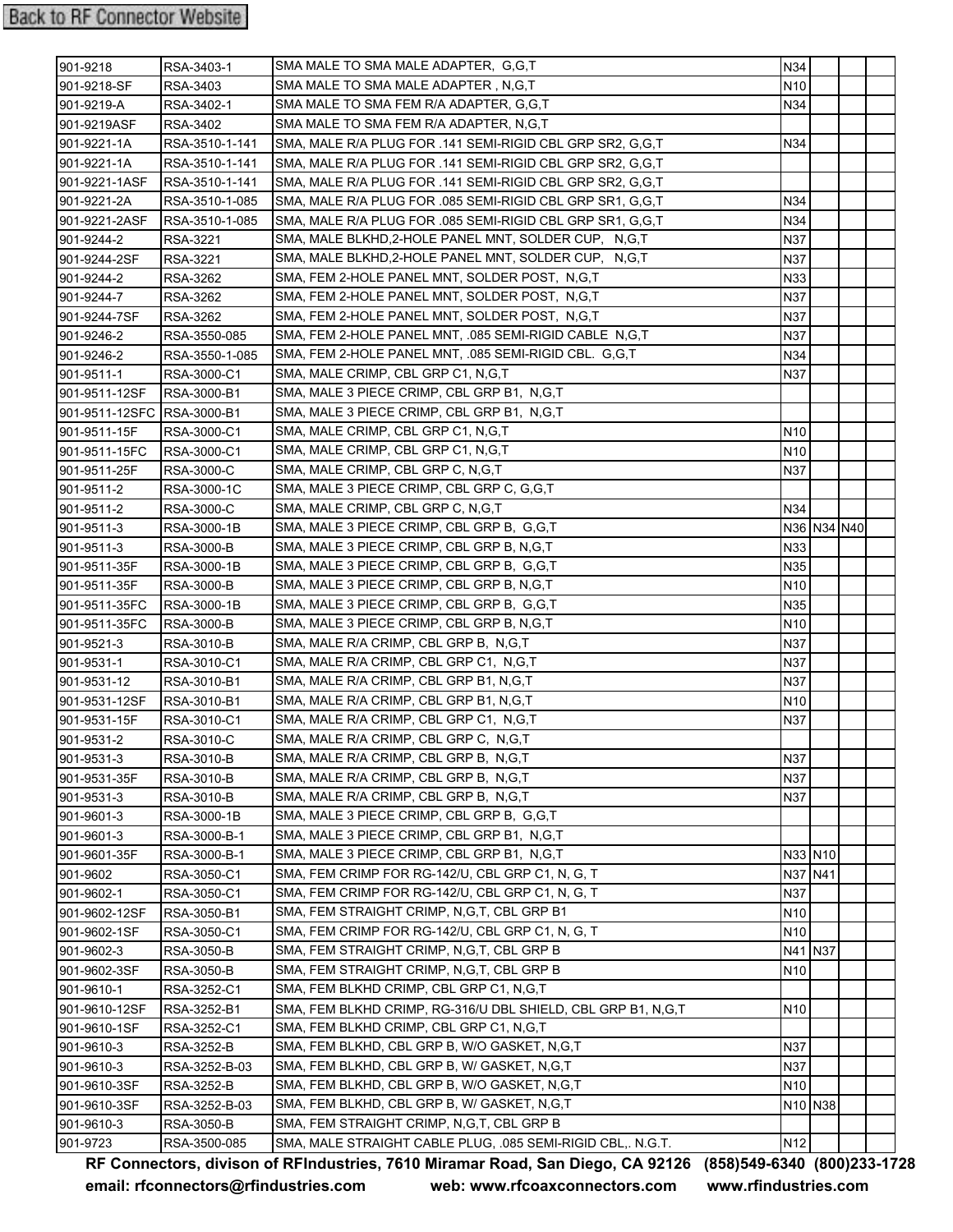Back to RF Connector Website

| | | | | | | |
|---|---|---|---|---|---|---|
| 901-9218 | RSA-3403-1 | SMA MALE TO SMA MALE ADAPTER, G,G,T | N34 | | | |
| 901-9218-SF | RSA-3403 | SMA MALE TO SMA MALE ADAPTER , N,G,T | N10 | | | |
| 901-9219-A | RSA-3402-1 | SMA MALE TO SMA FEM R/A ADAPTER, G,G,T | N34 | | | |
| 901-9219ASF | RSA-3402 | SMA MALE TO SMA FEM R/A ADAPTER, N,G,T | | | | |
| 901-9221-1A | RSA-3510-1-141 | SMA, MALE R/A PLUG FOR .141 SEMI-RIGID CBL GRP SR2, G,G,T | N34 | | | |
| 901-9221-1A | RSA-3510-1-141 | SMA, MALE R/A PLUG FOR .141 SEMI-RIGID CBL GRP SR2, G,G,T | | | | |
| 901-9221-1ASF | RSA-3510-1-141 | SMA, MALE R/A PLUG FOR .141 SEMI-RIGID CBL GRP SR2, G,G,T | | | | |
| 901-9221-2A | RSA-3510-1-085 | SMA, MALE R/A PLUG FOR .085 SEMI-RIGID CBL GRP SR1, G,G,T | N34 | | | |
| 901-9221-2ASF | RSA-3510-1-085 | SMA, MALE R/A PLUG FOR .085 SEMI-RIGID CBL GRP SR1, G,G,T | N34 | | | |
| 901-9244-2 | RSA-3221 | SMA, MALE BLKHD,2-HOLE PANEL MNT, SOLDER CUP, N,G,T | N37 | | | |
| 901-9244-2SF | RSA-3221 | SMA, MALE BLKHD,2-HOLE PANEL MNT, SOLDER CUP, N,G,T | N37 | | | |
| 901-9244-2 | RSA-3262 | SMA, FEM 2-HOLE PANEL MNT, SOLDER POST, N,G,T | N33 | | | |
| 901-9244-7 | RSA-3262 | SMA, FEM 2-HOLE PANEL MNT, SOLDER POST, N,G,T | N37 | | | |
| 901-9244-7SF | RSA-3262 | SMA, FEM 2-HOLE PANEL MNT, SOLDER POST, N,G,T | N37 | | | |
| 901-9246-2 | RSA-3550-085 | SMA, FEM 2-HOLE PANEL MNT, .085 SEMI-RIGID CABLE N,G,T | N37 | | | |
| 901-9246-2 | RSA-3550-1-085 | SMA, FEM 2-HOLE PANEL MNT, .085 SEMI-RIGID CBL. G,G,T | N34 | | | |
| 901-9511-1 | RSA-3000-C1 | SMA, MALE CRIMP, CBL GRP C1, N,G,T | N37 | | | |
| 901-9511-12SF | RSA-3000-B1 | SMA, MALE 3 PIECE CRIMP, CBL GRP B1, N,G,T | | | | |
| 901-9511-12SFC | RSA-3000-B1 | SMA, MALE 3 PIECE CRIMP, CBL GRP B1, N,G,T | | | | |
| 901-9511-15F | RSA-3000-C1 | SMA, MALE CRIMP, CBL GRP C1, N,G,T | N10 | | | |
| 901-9511-15FC | RSA-3000-C1 | SMA, MALE CRIMP, CBL GRP C1, N,G,T | N10 | | | |
| 901-9511-25F | RSA-3000-C | SMA, MALE CRIMP, CBL GRP C, N,G,T | N37 | | | |
| 901-9511-2 | RSA-3000-1C | SMA, MALE 3 PIECE CRIMP, CBL GRP C, G,G,T | | | | |
| 901-9511-2 | RSA-3000-C | SMA, MALE CRIMP, CBL GRP C, N,G,T | N34 | | | |
| 901-9511-3 | RSA-3000-1B | SMA, MALE 3 PIECE CRIMP, CBL GRP B, G,G,T | N36 | N34 | N40 | |
| 901-9511-3 | RSA-3000-B | SMA, MALE 3 PIECE CRIMP, CBL GRP B, N,G,T | N33 | | | |
| 901-9511-35F | RSA-3000-1B | SMA, MALE 3 PIECE CRIMP, CBL GRP B, G,G,T | N35 | | | |
| 901-9511-35F | RSA-3000-B | SMA, MALE 3 PIECE CRIMP, CBL GRP B, N,G,T | N10 | | | |
| 901-9511-35FC | RSA-3000-1B | SMA, MALE 3 PIECE CRIMP, CBL GRP B, G,G,T | N35 | | | |
| 901-9511-35FC | RSA-3000-B | SMA, MALE 3 PIECE CRIMP, CBL GRP B, N,G,T | N10 | | | |
| 901-9521-3 | RSA-3010-B | SMA, MALE R/A CRIMP, CBL GRP B, N,G,T | N37 | | | |
| 901-9531-1 | RSA-3010-C1 | SMA, MALE R/A CRIMP, CBL GRP C1, N,G,T | N37 | | | |
| 901-9531-12 | RSA-3010-B1 | SMA, MALE R/A CRIMP, CBL GRP B1, N,G,T | N37 | | | |
| 901-9531-12SF | RSA-3010-B1 | SMA, MALE R/A CRIMP, CBL GRP B1, N,G,T | N10 | | | |
| 901-9531-15F | RSA-3010-C1 | SMA, MALE R/A CRIMP, CBL GRP C1, N,G,T | N37 | | | |
| 901-9531-2 | RSA-3010-C | SMA, MALE R/A CRIMP, CBL GRP C, N,G,T | | | | |
| 901-9531-3 | RSA-3010-B | SMA, MALE R/A CRIMP, CBL GRP B, N,G,T | N37 | | | |
| 901-9531-35F | RSA-3010-B | SMA, MALE R/A CRIMP, CBL GRP B, N,G,T | N37 | | | |
| 901-9531-3 | RSA-3010-B | SMA, MALE R/A CRIMP, CBL GRP B, N,G,T | N37 | | | |
| 901-9601-3 | RSA-3000-1B | SMA, MALE 3 PIECE CRIMP, CBL GRP B, G,G,T | | | | |
| 901-9601-3 | RSA-3000-B-1 | SMA, MALE 3 PIECE CRIMP, CBL GRP B1, N,G,T | | | | |
| 901-9601-35F | RSA-3000-B-1 | SMA, MALE 3 PIECE CRIMP, CBL GRP B1, N,G,T | N33 | N10 | | |
| 901-9602 | RSA-3050-C1 | SMA, FEM CRIMP FOR RG-142/U, CBL GRP C1, N, G, T | N37 | N41 | | |
| 901-9602-1 | RSA-3050-C1 | SMA, FEM CRIMP FOR RG-142/U, CBL GRP C1, N, G, T | N37 | | | |
| 901-9602-12SF | RSA-3050-B1 | SMA, FEM STRAIGHT CRIMP, N,G,T, CBL GRP B1 | N10 | | | |
| 901-9602-1SF | RSA-3050-C1 | SMA, FEM CRIMP FOR RG-142/U, CBL GRP C1, N, G, T | N10 | | | |
| 901-9602-3 | RSA-3050-B | SMA, FEM STRAIGHT CRIMP, N,G,T, CBL GRP B | N41 | N37 | | |
| 901-9602-3SF | RSA-3050-B | SMA, FEM STRAIGHT CRIMP, N,G,T, CBL GRP B | N10 | | | |
| 901-9610-1 | RSA-3252-C1 | SMA, FEM BLKHD CRIMP, CBL GRP C1, N,G,T | | | | |
| 901-9610-12SF | RSA-3252-B1 | SMA, FEM BLKHD CRIMP, RG-316/U DBL SHIELD, CBL GRP B1, N,G,T | N10 | | | |
| 901-9610-1SF | RSA-3252-C1 | SMA, FEM BLKHD CRIMP, CBL GRP C1, N,G,T | | | | |
| 901-9610-3 | RSA-3252-B | SMA, FEM BLKHD, CBL GRP B, W/O GASKET, N,G,T | N37 | | | |
| 901-9610-3 | RSA-3252-B-03 | SMA, FEM BLKHD, CBL GRP B, W/ GASKET, N,G,T | N37 | | | |
| 901-9610-3SF | RSA-3252-B | SMA, FEM BLKHD, CBL GRP B, W/O GASKET, N,G,T | N10 | | | |
| 901-9610-3SF | RSA-3252-B-03 | SMA, FEM BLKHD, CBL GRP B, W/ GASKET, N,G,T | N10 | N38 | | |
| 901-9610-3 | RSA-3050-B | SMA, FEM STRAIGHT CRIMP, N,G,T, CBL GRP B | | | | |
| 901-9723 | RSA-3500-085 | SMA, MALE STRAIGHT CABLE PLUG, .085 SEMI-RIGID CBL,. N.G.T. | N12 | | | |

**RF Connectors, divison of RFIndustries, 7610 Miramar Road, San Diego, CA 92126 (858)549-6340 (800)233-1728**
**email: rfconnectors@rfindustries.com web: www.rfcoaxconnectors.com www.rfindustries.com**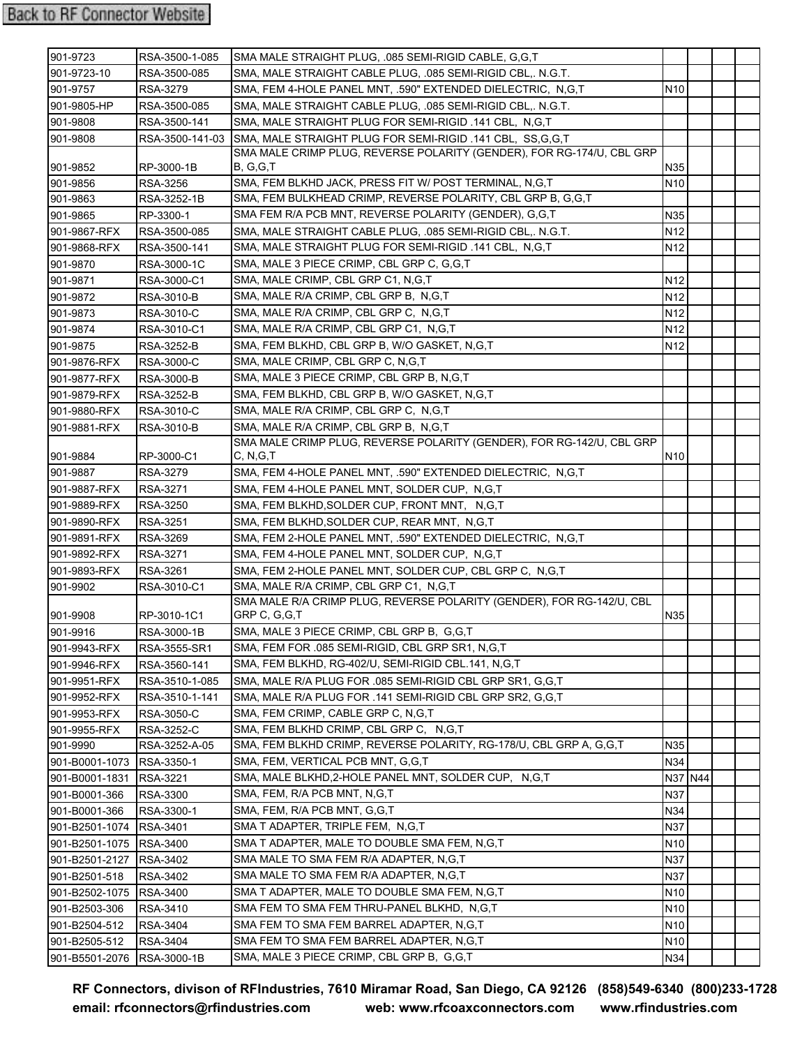Back to RF Connector Website

| | | | | | | |
|---|---|---|---|---|---|---|
| 901-9723 | RSA-3500-1-085 | SMA MALE STRAIGHT PLUG, .085 SEMI-RIGID CABLE, G,G,T | | | | |
| 901-9723-10 | RSA-3500-085 | SMA, MALE STRAIGHT CABLE PLUG, .085 SEMI-RIGID CBL,. N.G.T. | | | | |
| 901-9757 | RSA-3279 | SMA, FEM 4-HOLE PANEL MNT, .590" EXTENDED DIELECTRIC, N,G,T | N10 | | | |
| 901-9805-HP | RSA-3500-085 | SMA, MALE STRAIGHT CABLE PLUG, .085 SEMI-RIGID CBL,. N.G.T. | | | | |
| 901-9808 | RSA-3500-141 | SMA, MALE STRAIGHT PLUG FOR SEMI-RIGID .141 CBL, N,G,T | | | | |
| 901-9808 | RSA-3500-141-03 | SMA, MALE STRAIGHT PLUG FOR SEMI-RIGID .141 CBL, SS,G,G,T | | | | |
| 901-9852 | RP-3000-1B | SMA MALE CRIMP PLUG, REVERSE POLARITY (GENDER), FOR RG-174/U, CBL GRP B, G,G,T | N35 | | | |
| 901-9856 | RSA-3256 | SMA, FEM BLKHD JACK, PRESS FIT W/ POST TERMINAL, N,G,T | N10 | | | |
| 901-9863 | RSA-3252-1B | SMA, FEM BULKHEAD CRIMP, REVERSE POLARITY, CBL GRP B, G,G,T | | | | |
| 901-9865 | RP-3300-1 | SMA FEM R/A PCB MNT, REVERSE POLARITY (GENDER), G,G,T | N35 | | | |
| 901-9867-RFX | RSA-3500-085 | SMA, MALE STRAIGHT CABLE PLUG, .085 SEMI-RIGID CBL,. N.G.T. | N12 | | | |
| 901-9868-RFX | RSA-3500-141 | SMA, MALE STRAIGHT PLUG FOR SEMI-RIGID .141 CBL, N,G,T | N12 | | | |
| 901-9870 | RSA-3000-1C | SMA, MALE 3 PIECE CRIMP, CBL GRP C, G,G,T | | | | |
| 901-9871 | RSA-3000-C1 | SMA, MALE CRIMP, CBL GRP C1, N,G,T | N12 | | | |
| 901-9872 | RSA-3010-B | SMA, MALE R/A CRIMP, CBL GRP B, N,G,T | N12 | | | |
| 901-9873 | RSA-3010-C | SMA, MALE R/A CRIMP, CBL GRP C, N,G,T | N12 | | | |
| 901-9874 | RSA-3010-C1 | SMA, MALE R/A CRIMP, CBL GRP C1, N,G,T | N12 | | | |
| 901-9875 | RSA-3252-B | SMA, FEM BLKHD, CBL GRP B, W/O GASKET, N,G,T | N12 | | | |
| 901-9876-RFX | RSA-3000-C | SMA, MALE CRIMP, CBL GRP C, N,G,T | | | | |
| 901-9877-RFX | RSA-3000-B | SMA, MALE 3 PIECE CRIMP, CBL GRP B, N,G,T | | | | |
| 901-9879-RFX | RSA-3252-B | SMA, FEM BLKHD, CBL GRP B, W/O GASKET, N,G,T | | | | |
| 901-9880-RFX | RSA-3010-C | SMA, MALE R/A CRIMP, CBL GRP C, N,G,T | | | | |
| 901-9881-RFX | RSA-3010-B | SMA, MALE R/A CRIMP, CBL GRP B, N,G,T | | | | |
| 901-9884 | RP-3000-C1 | SMA MALE CRIMP PLUG, REVERSE POLARITY (GENDER), FOR RG-142/U, CBL GRP C, N,G,T | N10 | | | |
| 901-9887 | RSA-3279 | SMA, FEM 4-HOLE PANEL MNT, .590" EXTENDED DIELECTRIC, N,G,T | | | | |
| 901-9887-RFX | RSA-3271 | SMA, FEM 4-HOLE PANEL MNT, SOLDER CUP, N,G,T | | | | |
| 901-9889-RFX | RSA-3250 | SMA, FEM BLKHD,SOLDER CUP, FRONT MNT, N,G,T | | | | |
| 901-9890-RFX | RSA-3251 | SMA, FEM BLKHD,SOLDER CUP, REAR MNT, N,G,T | | | | |
| 901-9891-RFX | RSA-3269 | SMA, FEM 2-HOLE PANEL MNT, .590" EXTENDED DIELECTRIC, N,G,T | | | | |
| 901-9892-RFX | RSA-3271 | SMA, FEM 4-HOLE PANEL MNT, SOLDER CUP, N,G,T | | | | |
| 901-9893-RFX | RSA-3261 | SMA, FEM 2-HOLE PANEL MNT, SOLDER CUP, CBL GRP C, N,G,T | | | | |
| 901-9902 | RSA-3010-C1 | SMA, MALE R/A CRIMP, CBL GRP C1, N,G,T | | | | |
| 901-9908 | RP-3010-1C1 | SMA MALE R/A CRIMP PLUG, REVERSE POLARITY (GENDER), FOR RG-142/U, CBL GRP C, G,G,T | N35 | | | |
| 901-9916 | RSA-3000-1B | SMA, MALE 3 PIECE CRIMP, CBL GRP B, G,G,T | | | | |
| 901-9943-RFX | RSA-3555-SR1 | SMA, FEM FOR .085 SEMI-RIGID, CBL GRP SR1, N,G,T | | | | |
| 901-9946-RFX | RSA-3560-141 | SMA, FEM BLKHD, RG-402/U, SEMI-RIGID CBL.141, N,G,T | | | | |
| 901-9951-RFX | RSA-3510-1-085 | SMA, MALE R/A PLUG FOR .085 SEMI-RIGID CBL GRP SR1, G,G,T | | | | |
| 901-9952-RFX | RSA-3510-1-141 | SMA, MALE R/A PLUG FOR .141 SEMI-RIGID CBL GRP SR2, G,G,T | | | | |
| 901-9953-RFX | RSA-3050-C | SMA, FEM CRIMP, CABLE GRP C, N,G,T | | | | |
| 901-9955-RFX | RSA-3252-C | SMA, FEM BLKHD CRIMP, CBL GRP C, N,G,T | | | | |
| 901-9990 | RSA-3252-A-05 | SMA, FEM BLKHD CRIMP, REVERSE POLARITY, RG-178/U, CBL GRP A, G,G,T | N35 | | | |
| 901-B0001-1073 | RSA-3350-1 | SMA, FEM, VERTICAL PCB MNT, G,G,T | N34 | | | |
| 901-B0001-1831 | RSA-3221 | SMA, MALE BLKHD,2-HOLE PANEL MNT, SOLDER CUP, N,G,T | N37 | N44 | | |
| 901-B0001-366 | RSA-3300 | SMA, FEM, R/A PCB MNT, N,G,T | N37 | | | |
| 901-B0001-366 | RSA-3300-1 | SMA, FEM, R/A PCB MNT, G,G,T | N34 | | | |
| 901-B2501-1074 | RSA-3401 | SMA T ADAPTER, TRIPLE FEM, N,G,T | N37 | | | |
| 901-B2501-1075 | RSA-3400 | SMA T ADAPTER, MALE TO DOUBLE SMA FEM, N,G,T | N10 | | | |
| 901-B2501-2127 | RSA-3402 | SMA MALE TO SMA FEM R/A ADAPTER, N,G,T | N37 | | | |
| 901-B2501-518 | RSA-3402 | SMA MALE TO SMA FEM R/A ADAPTER, N,G,T | N37 | | | |
| 901-B2502-1075 | RSA-3400 | SMA T ADAPTER, MALE TO DOUBLE SMA FEM, N,G,T | N10 | | | |
| 901-B2503-306 | RSA-3410 | SMA FEM TO SMA FEM THRU-PANEL BLKHD, N,G,T | N10 | | | |
| 901-B2504-512 | RSA-3404 | SMA FEM TO SMA FEM BARREL ADAPTER, N,G,T | N10 | | | |
| 901-B2505-512 | RSA-3404 | SMA FEM TO SMA FEM BARREL ADAPTER, N,G,T | N10 | | | |
| 901-B5501-2076 | RSA-3000-1B | SMA, MALE 3 PIECE CRIMP, CBL GRP B, G,G,T | N34 | | | |

**RF Connectors, divison of RFIndustries, 7610 Miramar Road, San Diego, CA 92126 (858)549-6340 (800)233-1728**
**email: rfconnectors@rfindustries.com web: www.rfcoaxconnectors.com www.rfindustries.com**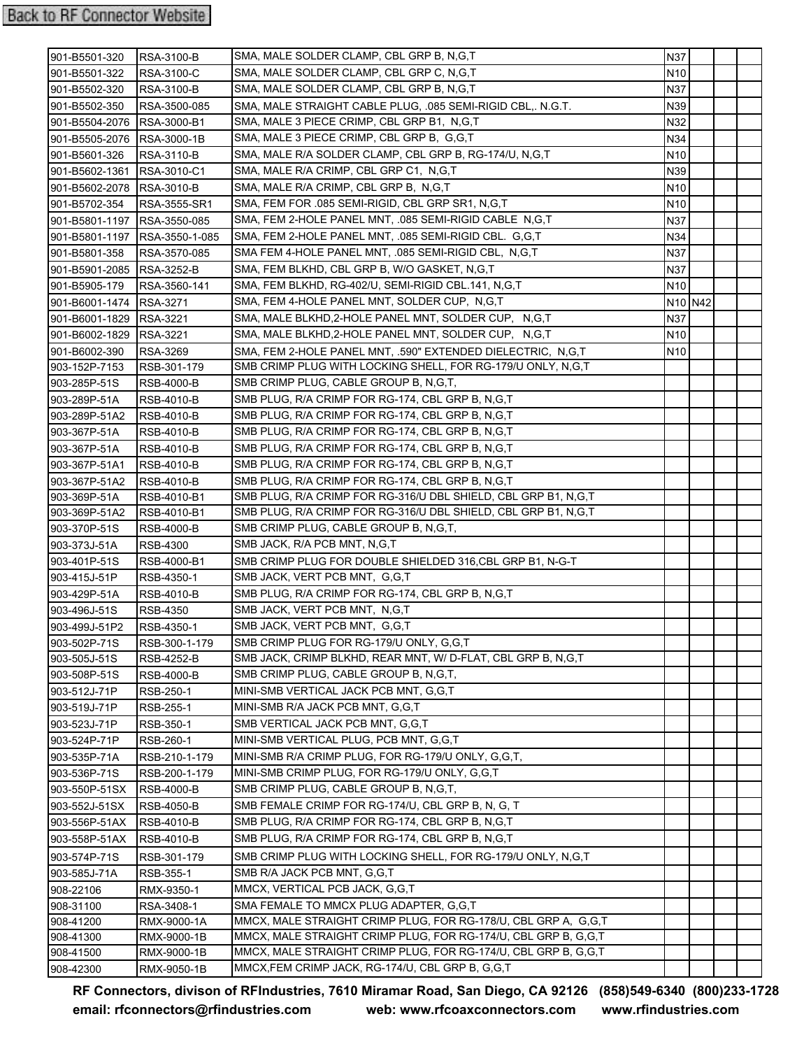Back to RF Connector Website

| | | | | | | |
|---|---|---|---|---|---|---|
| 901-B5501-320 | RSA-3100-B | SMA, MALE SOLDER CLAMP, CBL GRP B, N,G,T | N37 | | | |
| 901-B5501-322 | RSA-3100-C | SMA, MALE SOLDER CLAMP, CBL GRP C, N,G,T | N10 | | | |
| 901-B5502-320 | RSA-3100-B | SMA, MALE SOLDER CLAMP, CBL GRP B, N,G,T | N37 | | | |
| 901-B5502-350 | RSA-3500-085 | SMA, MALE STRAIGHT CABLE PLUG, .085 SEMI-RIGID CBL,. N.G.T. | N39 | | | |
| 901-B5504-2076 | RSA-3000-B1 | SMA, MALE 3 PIECE CRIMP, CBL GRP B1, N,G,T | N32 | | | |
| 901-B5505-2076 | RSA-3000-1B | SMA, MALE 3 PIECE CRIMP, CBL GRP B, G,G,T | N34 | | | |
| 901-B5601-326 | RSA-3110-B | SMA, MALE R/A SOLDER CLAMP, CBL GRP B, RG-174/U, N,G,T | N10 | | | |
| 901-B5602-1361 | RSA-3010-C1 | SMA, MALE R/A CRIMP, CBL GRP C1, N,G,T | N39 | | | |
| 901-B5602-2078 | RSA-3010-B | SMA, MALE R/A CRIMP, CBL GRP B, N,G,T | N10 | | | |
| 901-B5702-354 | RSA-3555-SR1 | SMA, FEM FOR .085 SEMI-RIGID, CBL GRP SR1, N,G,T | N10 | | | |
| 901-B5801-1197 | RSA-3550-085 | SMA, FEM 2-HOLE PANEL MNT, .085 SEMI-RIGID CABLE N,G,T | N37 | | | |
| 901-B5801-1197 | RSA-3550-1-085 | SMA, FEM 2-HOLE PANEL MNT, .085 SEMI-RIGID CBL. G,G,T | N34 | | | |
| 901-B5801-358 | RSA-3570-085 | SMA FEM 4-HOLE PANEL MNT, .085 SEMI-RIGID CBL, N,G,T | N37 | | | |
| 901-B5901-2085 | RSA-3252-B | SMA, FEM BLKHD, CBL GRP B, W/O GASKET, N,G,T | N37 | | | |
| 901-B5905-179 | RSA-3560-141 | SMA, FEM BLKHD, RG-402/U, SEMI-RIGID CBL.141, N,G,T | N10 | | | |
| 901-B6001-1474 | RSA-3271 | SMA, FEM 4-HOLE PANEL MNT, SOLDER CUP, N,G,T | N10 | N42 | | |
| 901-B6001-1829 | RSA-3221 | SMA, MALE BLKHD,2-HOLE PANEL MNT, SOLDER CUP, N,G,T | N37 | | | |
| 901-B6002-1829 | RSA-3221 | SMA, MALE BLKHD,2-HOLE PANEL MNT, SOLDER CUP, N,G,T | N10 | | | |
| 901-B6002-390 | RSA-3269 | SMA, FEM 2-HOLE PANEL MNT, .590" EXTENDED DIELECTRIC, N,G,T | N10 | | | |
| 903-152P-7153 | RSB-301-179 | SMB CRIMP PLUG WITH LOCKING SHELL, FOR RG-179/U ONLY, N,G,T | | | | |
| 903-285P-51S | RSB-4000-B | SMB CRIMP PLUG, CABLE GROUP B, N,G,T, | | | | |
| 903-289P-51A | RSB-4010-B | SMB PLUG, R/A CRIMP FOR RG-174, CBL GRP B, N,G,T | | | | |
| 903-289P-51A2 | RSB-4010-B | SMB PLUG, R/A CRIMP FOR RG-174, CBL GRP B, N,G,T | | | | |
| 903-367P-51A | RSB-4010-B | SMB PLUG, R/A CRIMP FOR RG-174, CBL GRP B, N,G,T | | | | |
| 903-367P-51A | RSB-4010-B | SMB PLUG, R/A CRIMP FOR RG-174, CBL GRP B, N,G,T | | | | |
| 903-367P-51A1 | RSB-4010-B | SMB PLUG, R/A CRIMP FOR RG-174, CBL GRP B, N,G,T | | | | |
| 903-367P-51A2 | RSB-4010-B | SMB PLUG, R/A CRIMP FOR RG-174, CBL GRP B, N,G,T | | | | |
| 903-369P-51A | RSB-4010-B1 | SMB PLUG, R/A CRIMP FOR RG-316/U DBL SHIELD, CBL GRP B1, N,G,T | | | | |
| 903-369P-51A2 | RSB-4010-B1 | SMB PLUG, R/A CRIMP FOR RG-316/U DBL SHIELD, CBL GRP B1, N,G,T | | | | |
| 903-370P-51S | RSB-4000-B | SMB CRIMP PLUG, CABLE GROUP B, N,G,T, | | | | |
| 903-373J-51A | RSB-4300 | SMB JACK, R/A PCB MNT, N,G,T | | | | |
| 903-401P-51S | RSB-4000-B1 | SMB CRIMP PLUG FOR DOUBLE SHIELDED 316,CBL GRP B1, N-G-T | | | | |
| 903-415J-51P | RSB-4350-1 | SMB JACK, VERT PCB MNT, G,G,T | | | | |
| 903-429P-51A | RSB-4010-B | SMB PLUG, R/A CRIMP FOR RG-174, CBL GRP B, N,G,T | | | | |
| 903-496J-51S | RSB-4350 | SMB JACK, VERT PCB MNT, N,G,T | | | | |
| 903-499J-51P2 | RSB-4350-1 | SMB JACK, VERT PCB MNT, G,G,T | | | | |
| 903-502P-71S | RSB-300-1-179 | SMB CRIMP PLUG FOR RG-179/U ONLY, G,G,T | | | | |
| 903-505J-51S | RSB-4252-B | SMB JACK, CRIMP BLKHD, REAR MNT, W/ D-FLAT, CBL GRP B, N,G,T | | | | |
| 903-508P-51S | RSB-4000-B | SMB CRIMP PLUG, CABLE GROUP B, N,G,T, | | | | |
| 903-512J-71P | RSB-250-1 | MINI-SMB VERTICAL JACK PCB MNT, G,G,T | | | | |
| 903-519J-71P | RSB-255-1 | MINI-SMB R/A JACK PCB MNT, G,G,T | | | | |
| 903-523J-71P | RSB-350-1 | SMB VERTICAL JACK PCB MNT, G,G,T | | | | |
| 903-524P-71P | RSB-260-1 | MINI-SMB VERTICAL PLUG, PCB MNT, G,G,T | | | | |
| 903-535P-71A | RSB-210-1-179 | MINI-SMB R/A CRIMP PLUG, FOR RG-179/U ONLY, G,G,T, | | | | |
| 903-536P-71S | RSB-200-1-179 | MINI-SMB CRIMP PLUG, FOR RG-179/U ONLY, G,G,T | | | | |
| 903-550P-51SX | RSB-4000-B | SMB CRIMP PLUG, CABLE GROUP B, N,G,T, | | | | |
| 903-552J-51SX | RSB-4050-B | SMB FEMALE CRIMP FOR RG-174/U, CBL GRP B, N, G, T | | | | |
| 903-556P-51AX | RSB-4010-B | SMB PLUG, R/A CRIMP FOR RG-174, CBL GRP B, N,G,T | | | | |
| 903-558P-51AX | RSB-4010-B | SMB PLUG, R/A CRIMP FOR RG-174, CBL GRP B, N,G,T | | | | |
| 903-574P-71S | RSB-301-179 | SMB CRIMP PLUG WITH LOCKING SHELL, FOR RG-179/U ONLY, N,G,T | | | | |
| 903-585J-71A | RSB-355-1 | SMB R/A JACK PCB MNT, G,G,T | | | | |
| 908-22106 | RMX-9350-1 | MMCX, VERTICAL PCB JACK, G,G,T | | | | |
| 908-31100 | RSA-3408-1 | SMA FEMALE TO MMCX PLUG ADAPTER, G,G,T | | | | |
| 908-41200 | RMX-9000-1A | MMCX, MALE STRAIGHT CRIMP PLUG, FOR RG-178/U, CBL GRP A, G,G,T | | | | |
| 908-41300 | RMX-9000-1B | MMCX, MALE STRAIGHT CRIMP PLUG, FOR RG-174/U, CBL GRP B, G,G,T | | | | |
| 908-41500 | RMX-9000-1B | MMCX, MALE STRAIGHT CRIMP PLUG, FOR RG-174/U, CBL GRP B, G,G,T | | | | |
| 908-42300 | RMX-9050-1B | MMCX,FEM CRIMP JACK, RG-174/U, CBL GRP B, G,G,T | | | | |

**RF Connectors, divison of RFIndustries, 7610 Miramar Road, San Diego, CA 92126 (858)549-6340 (800)233-1728**
**email: rfconnectors@rfindustries.com web: www.rfcoaxconnectors.com www.rfindustries.com**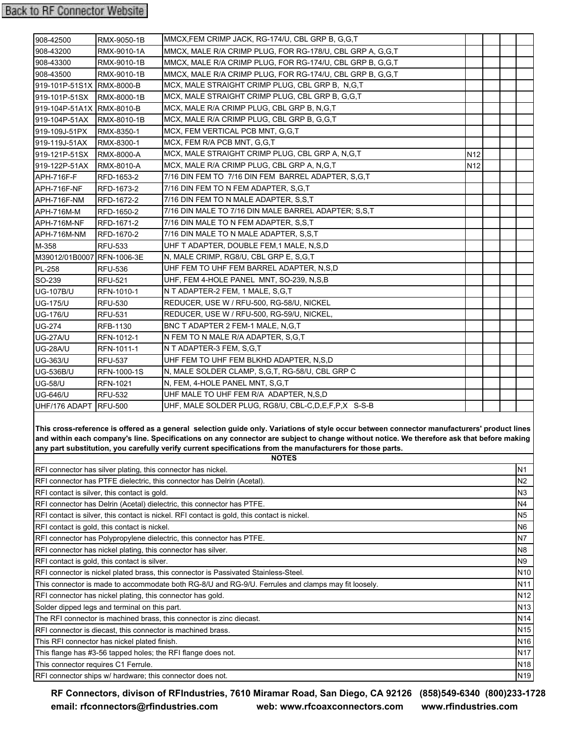Back to RF Connector Website

| | | | | | | |
|---|---|---|---|---|---|---|
| 908-42500 | RMX-9050-1B | MMCX,FEM CRIMP JACK, RG-174/U, CBL GRP B, G,G,T | | | | |
| 908-43200 | RMX-9010-1A | MMCX, MALE R/A CRIMP PLUG, FOR RG-178/U, CBL GRP A, G,G,T | | | | |
| 908-43300 | RMX-9010-1B | MMCX, MALE R/A CRIMP PLUG, FOR RG-174/U, CBL GRP B, G,G,T | | | | |
| 908-43500 | RMX-9010-1B | MMCX, MALE R/A CRIMP PLUG, FOR RG-174/U, CBL GRP B, G,G,T | | | | |
| 919-101P-51S1X | RMX-8000-B | MCX, MALE STRAIGHT CRIMP PLUG, CBL GRP B, N,G,T | | | | |
| 919-101P-51SX | RMX-8000-1B | MCX, MALE STRAIGHT CRIMP PLUG, CBL GRP B, G,G,T | | | | |
| 919-104P-51A1X | RMX-8010-B | MCX, MALE R/A CRIMP PLUG, CBL GRP B, N,G,T | | | | |
| 919-104P-51AX | RMX-8010-1B | MCX, MALE R/A CRIMP PLUG, CBL GRP B, G,G,T | | | | |
| 919-109J-51PX | RMX-8350-1 | MCX, FEM VERTICAL PCB MNT, G,G,T | | | | |
| 919-119J-51AX | RMX-8300-1 | MCX, FEM R/A PCB MNT, G,G,T | | | | |
| 919-121P-51SX | RMX-8000-A | MCX, MALE STRAIGHT CRIMP PLUG, CBL GRP A, N,G,T | N12 | | | |
| 919-122P-51AX | RMX-8010-A | MCX, MALE R/A CRIMP PLUG, CBL GRP A, N,G,T | N12 | | | |
| APH-716F-F | RFD-1653-2 | 7/16 DIN FEM TO 7/16 DIN FEM BARREL ADAPTER, S,G,T | | | | |
| APH-716F-NF | RFD-1673-2 | 7/16 DIN FEM TO N FEM ADAPTER, S,G,T | | | | |
| APH-716F-NM | RFD-1672-2 | 7/16 DIN FEM TO N MALE ADAPTER, S,S,T | | | | |
| APH-716M-M | RFD-1650-2 | 7/16 DIN MALE TO 7/16 DIN MALE BARREL ADAPTER; S,S,T | | | | |
| APH-716M-NF | RFD-1671-2 | 7/16 DIN MALE TO N FEM ADAPTER, S,S,T | | | | |
| APH-716M-NM | RFD-1670-2 | 7/16 DIN MALE TO N MALE ADAPTER, S,S,T | | | | |
| M-358 | RFU-533 | UHF T ADAPTER, DOUBLE FEM,1 MALE, N,S,D | | | | |
| M39012/01B0007 | RFN-1006-3E | N, MALE CRIMP, RG8/U, CBL GRP E, S,G,T | | | | |
| PL-258 | RFU-536 | UHF FEM TO UHF FEM BARREL ADAPTER, N,S,D | | | | |
| SO-239 | RFU-521 | UHF, FEM 4-HOLE PANEL MNT, SO-239, N,S,B | | | | |
| UG-107B/U | RFN-1010-1 | N T ADAPTER-2 FEM, 1 MALE, S,G,T | | | | |
| UG-175/U | RFU-530 | REDUCER, USE W / RFU-500, RG-58/U, NICKEL | | | | |
| UG-176/U | RFU-531 | REDUCER, USE W / RFU-500, RG-59/U, NICKEL, | | | | |
| UG-274 | RFB-1130 | BNC T ADAPTER 2 FEM-1 MALE, N,G,T | | | | |
| UG-27A/U | RFN-1012-1 | N FEM TO N MALE R/A ADAPTER, S,G,T | | | | |
| UG-28A/U | RFN-1011-1 | N T ADAPTER-3 FEM, S,G,T | | | | |
| UG-363/U | RFU-537 | UHF FEM TO UHF FEM BLKHD ADAPTER, N,S,D | | | | |
| UG-536B/U | RFN-1000-1S | N, MALE SOLDER CLAMP, S,G,T, RG-58/U, CBL GRP C | | | | |
| UG-58/U | RFN-1021 | N, FEM, 4-HOLE PANEL MNT, S,G,T | | | | |
| UG-646/U | RFU-532 | UHF MALE TO UHF FEM R/A ADAPTER, N,S,D | | | | |
| UHF/176 ADAPT | RFU-500 | UHF, MALE SOLDER PLUG, RG8/U, CBL-C,D,E,F,P,X S-S-B | | | | |

**This cross-reference is offered as a general selection guide only. Variations of style occur between connector manufacturers' product lines and within each company's line. Specifications on any connector are subject to change without notice. We therefore ask that before making any part substitution, you carefully verify current specifications from the manufacturers for those parts.**

| NOTES | |
|---|---|
| RFI connector has silver plating, this connector has nickel. | N1 |
| RFI connector has PTFE dielectric, this connector has Delrin (Acetal). | N2 |
| RFI contact is silver, this contact is gold. | N3 |
| RFI connector has Delrin (Acetal) dielectric, this connector has PTFE. | N4 |
| RFI contact is silver, this contact is nickel. RFI contact is gold, this contact is nickel. | N5 |
| RFI contact is gold, this contact is nickel. | N6 |
| RFI connector has Polypropylene dielectric, this connector has PTFE. | N7 |
| RFI connector has nickel plating, this connector has silver. | N8 |
| RFI contact is gold, this contact is silver. | N9 |
| RFI connector is nickel plated brass, this connector is Passivated Stainless-Steel. | N10 |
| This connector is made to accommodate both RG-8/U and RG-9/U. Ferrules and clamps may fit loosely. | N11 |
| RFI connector has nickel plating, this connector has gold. | N12 |
| Solder dipped legs and terminal on this part. | N13 |
| The RFI connector is machined brass, this connector is zinc diecast. | N14 |
| RFI connector is diecast, this connector is machined brass. | N15 |
| This RFI connector has nickel plated finish. | N16 |
| This flange has #3-56 tapped holes; the RFI flange does not. | N17 |
| This connector requires C1 Ferrule. | N18 |
| RFI connector ships w/ hardware; this connector does not. | N19 |

**RF Connectors, divison of RFIndustries, 7610 Miramar Road, San Diego, CA 92126 (858)549-6340 (800)233-1728**
**email: rfconnectors@rfindustries.com web: www.rfcoaxconnectors.com www.rfindustries.com**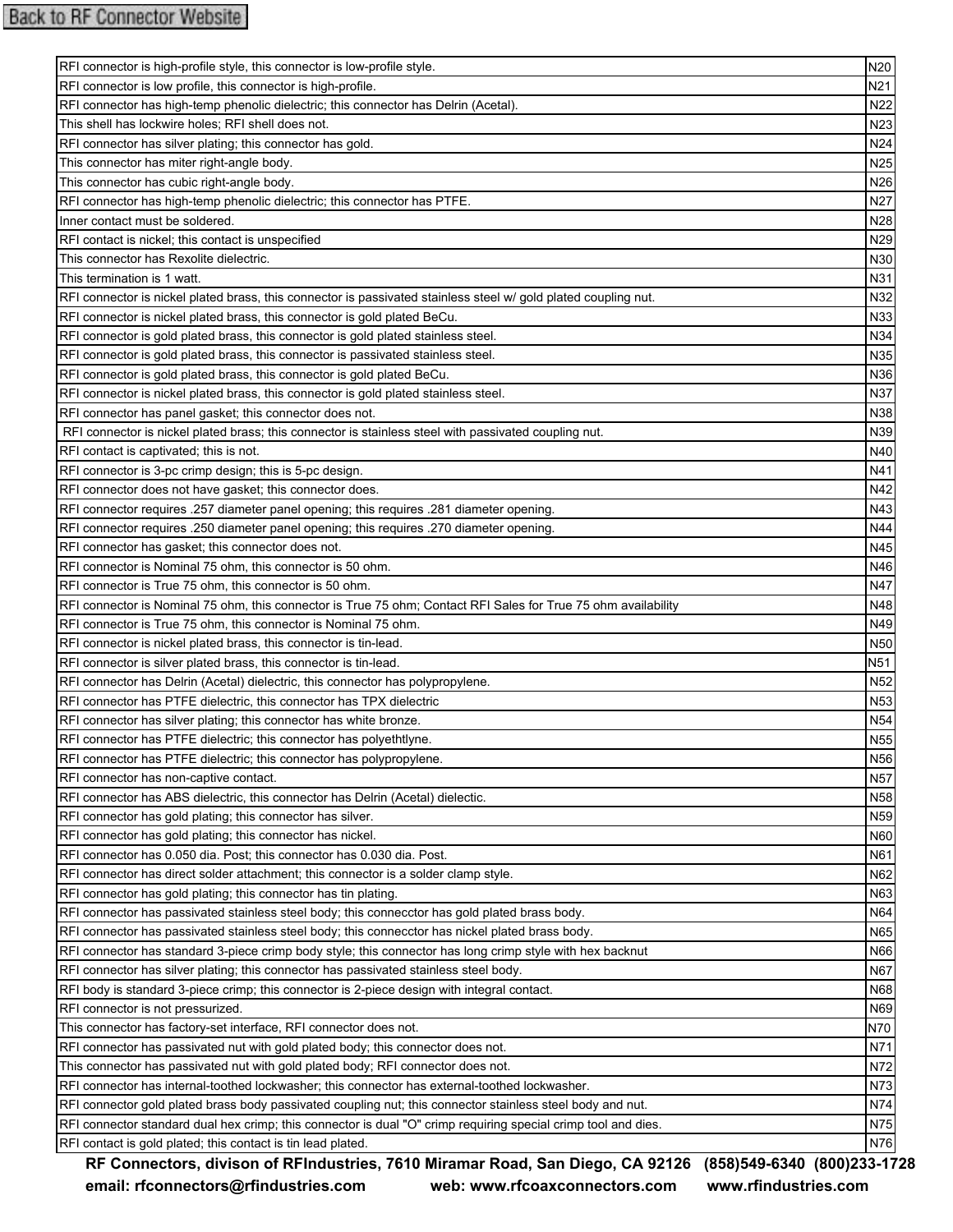Back to RF Connector Website

| | |
|---|---|
| RFI connector is high-profile style, this connector is low-profile style. | N20 |
| RFI connector is low profile, this connector is high-profile. | N21 |
| RFI connector has high-temp phenolic dielectric; this connector has Delrin (Acetal). | N22 |
| This shell has lockwire holes; RFI shell does not. | N23 |
| RFI connector has silver plating; this connector has gold. | N24 |
| This connector has miter right-angle body. | N25 |
| This connector has cubic right-angle body. | N26 |
| RFI connector has high-temp phenolic dielectric; this connector has PTFE. | N27 |
| Inner contact must be soldered. | N28 |
| RFI contact is nickel; this contact is unspecified | N29 |
| This connector has Rexolite dielectric. | N30 |
| This termination is 1 watt. | N31 |
| RFI connector is nickel plated brass, this connector is passivated stainless steel w/ gold plated coupling nut. | N32 |
| RFI connector is nickel plated brass, this connector is gold plated BeCu. | N33 |
| RFI connector is gold plated brass, this connector is gold plated stainless steel. | N34 |
| RFI connector is gold plated brass, this connector is passivated stainless steel. | N35 |
| RFI connector is gold plated brass, this connector is gold plated BeCu. | N36 |
| RFI connector is nickel plated brass, this connector is gold plated stainless steel. | N37 |
| RFI connector has panel gasket; this connector does not. | N38 |
| RFI connector is nickel plated brass; this connector is stainless steel with passivated coupling nut. | N39 |
| RFI contact is captivated; this is not. | N40 |
| RFI connector is 3-pc crimp design; this is 5-pc design. | N41 |
| RFI connector does not have gasket; this connector does. | N42 |
| RFI connector requires .257 diameter panel opening; this requires .281 diameter opening. | N43 |
| RFI connector requires .250 diameter panel opening; this requires .270 diameter opening. | N44 |
| RFI connector has gasket; this connector does not. | N45 |
| RFI connector is Nominal 75 ohm, this connector is 50 ohm. | N46 |
| RFI connector is True 75 ohm, this connector is 50 ohm. | N47 |
| RFI connector is Nominal 75 ohm, this connector is True 75 ohm; Contact RFI Sales for True 75 ohm availability | N48 |
| RFI connector is True 75 ohm, this connector is Nominal 75 ohm. | N49 |
| RFI connector is nickel plated brass, this connector is tin-lead. | N50 |
| RFI connector is silver plated brass, this connector is tin-lead. | N51 |
| RFI connector has Delrin (Acetal) dielectric, this connector has polypropylene. | N52 |
| RFI connector has PTFE dielectric, this connector has TPX dielectric | N53 |
| RFI connector has silver plating; this connector has white bronze. | N54 |
| RFI connector has PTFE dielectric; this connector has polyethtlyne. | N55 |
| RFI connector has PTFE dielectric; this connector has polypropylene. | N56 |
| RFI connector has non-captive contact. | N57 |
| RFI connector has ABS dielectric, this connector has Delrin (Acetal) dielectic. | N58 |
| RFI connector has gold plating; this connector has silver. | N59 |
| RFI connector has gold plating; this connector has nickel. | N60 |
| RFI connector has 0.050 dia. Post; this connector has 0.030 dia. Post. | N61 |
| RFI connector has direct solder attachment; this connector is a solder clamp style. | N62 |
| RFI connector has gold plating; this connector has tin plating. | N63 |
| RFI connector has passivated stainless steel body; this connecctor has gold plated brass body. | N64 |
| RFI connector has passivated stainless steel body; this connecctor has nickel plated brass body. | N65 |
| RFI connector has standard 3-piece crimp body style; this connector has long crimp style with hex backnut | N66 |
| RFI connector has silver plating; this connector has passivated stainless steel body. | N67 |
| RFI body is standard 3-piece crimp; this connector is 2-piece design with integral contact. | N68 |
| RFI connector is not pressurized. | N69 |
| This connector has factory-set interface, RFI connector does not. | N70 |
| RFI connector has passivated nut with gold plated body; this connector does not. | N71 |
| This connector has passivated nut with gold plated body; RFI connector does not. | N72 |
| RFI connector has internal-toothed lockwasher; this connector has external-toothed lockwasher. | N73 |
| RFI connector gold plated brass body passivated coupling nut; this connector stainless steel body and nut. | N74 |
| RFI connector standard dual hex crimp; this connector is dual "O" crimp requiring special crimp tool and dies. | N75 |
| RFI contact is gold plated; this contact is tin lead plated. | N76 |

**RF Connectors, divison of RFIndustries, 7610 Miramar Road, San Diego, CA 92126 (858)549-6340 (800)233-1728**
**email: rfconnectors@rfindustries.com web: www.rfcoaxconnectors.com www.rfindustries.com**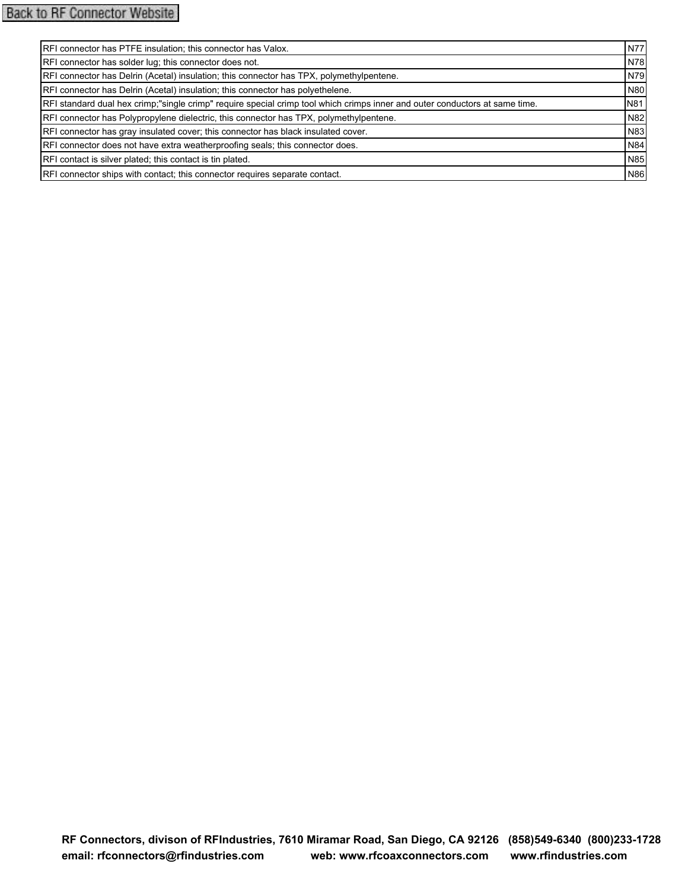Back to RF Connector Website

| | |
|---|---|
| RFI connector has PTFE insulation; this connector has Valox. | N77 |
| RFI connector has solder lug; this connector does not. | N78 |
| RFI connector has Delrin (Acetal) insulation; this connector has TPX, polymethylpentene. | N79 |
| RFI connector has Delrin (Acetal) insulation; this connector has polyethelene. | N80 |
| RFI standard dual hex crimp;"single crimp" require special crimp tool which crimps inner and outer conductors at same time. | N81 |
| RFI connector has Polypropylene dielectric, this connector has TPX, polymethylpentene. | N82 |
| RFI connector has gray insulated cover; this connector has black insulated cover. | N83 |
| RFI connector does not have extra weatherproofing seals; this connector does. | N84 |
| RFI contact is silver plated; this contact is tin plated. | N85 |
| RFI connector ships with contact; this connector requires separate contact. | N86 |

**RF Connectors, divison of RFIndustries, 7610 Miramar Road, San Diego, CA 92126 (858)549-6340 (800)233-1728**
**email: rfconnectors@rfindustries.com web: www.rfcoaxconnectors.com www.rfindustries.com**